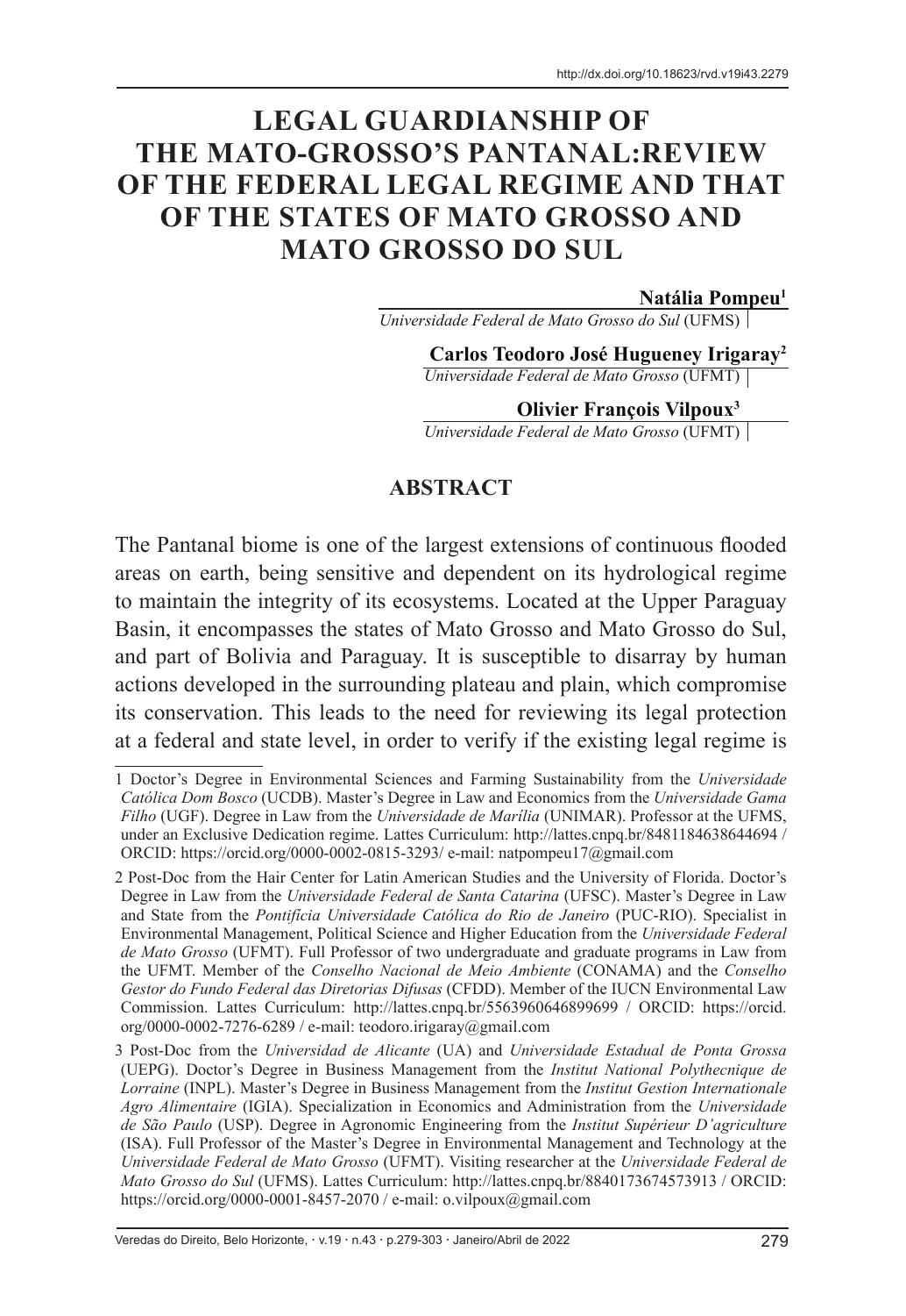http://dx.doi.org/10.18623/rvd.v19i43.2279

# LEGAL GUARDIANSHIP OF THE MATO-GROSSO'S PANTANAL:REVIEW OF THE FEDERAL LEGAL REGIME AND THAT OF THE STATES OF MATO GROSSO AND MATO GROSSO DO SUL

**Natália Pompeu**[1]
*Universidade Federal de Mato Grosso do Sul* (UFMS)

**Carlos Teodoro José Hugueney Irigaray**[2]
*Universidade Federal de Mato Grosso* (UFMT)

**Olivier François Vilpoux**[3]
*Universidade Federal de Mato Grosso* (UFMT)

## ABSTRACT

The Pantanal biome is one of the largest extensions of continuous flooded areas on earth, being sensitive and dependent on its hydrological regime to maintain the integrity of its ecosystems. Located at the Upper Paraguay Basin, it encompasses the states of Mato Grosso and Mato Grosso do Sul, and part of Bolivia and Paraguay. It is susceptible to disarray by human actions developed in the surrounding plateau and plain, which compromise its conservation. This leads to the need for reviewing its legal protection at a federal and state level, in order to verify if the existing legal regime is

---

1 Doctor's Degree in Environmental Sciences and Farming Sustainability from the *Universidade Católica Dom Bosco* (UCDB). Master's Degree in Law and Economics from the *Universidade Gama Filho* (UGF). Degree in Law from the *Universidade de Marília* (UNIMAR). Professor at the UFMS, under an Exclusive Dedication regime. Lattes Curriculum: http://lattes.cnpq.br/8481184638644694 / ORCID: https://orcid.org/0000-0002-0815-3293/ e-mail: natpompeu17@gmail.com

2 Post-Doc from the Hair Center for Latin American Studies and the University of Florida. Doctor's Degree in Law from the *Universidade Federal de Santa Catarina* (UFSC). Master's Degree in Law and State from the *Pontifícia Universidade Católica do Rio de Janeiro* (PUC-RIO). Specialist in Environmental Management, Political Science and Higher Education from the *Universidade Federal de Mato Grosso* (UFMT). Full Professor of two undergraduate and graduate programs in Law from the UFMT. Member of the *Conselho Nacional de Meio Ambiente* (CONAMA) and the *Conselho Gestor do Fundo Federal das Diretorias Difusas* (CFDD). Member of the IUCN Environmental Law Commission. Lattes Curriculum: http://lattes.cnpq.br/5563960646899699 / ORCID: https://orcid.org/0000-0002-7276-6289 / e-mail: teodoro.irigaray@gmail.com

3 Post-Doc from the *Universidad de Alicante* (UA) and *Universidade Estadual de Ponta Grossa* (UEPG). Doctor's Degree in Business Management from the *Institut National Polythecnique de Lorraine* (INPL). Master's Degree in Business Management from the *Institut Gestion Internationale Agro Alimentaire* (IGIA). Specialization in Economics and Administration from the *Universidade de São Paulo* (USP). Degree in Agronomic Engineering from the *Institut Supérieur D'agriculture* (ISA). Full Professor of the Master's Degree in Environmental Management and Technology at the *Universidade Federal de Mato Grosso* (UFMT). Visiting researcher at the *Universidade Federal de Mato Grosso do Sul* (UFMS). Lattes Curriculum: http://lattes.cnpq.br/8840173674573913 / ORCID: https://orcid.org/0000-0001-8457-2070 / e-mail: o.vilpoux@gmail.com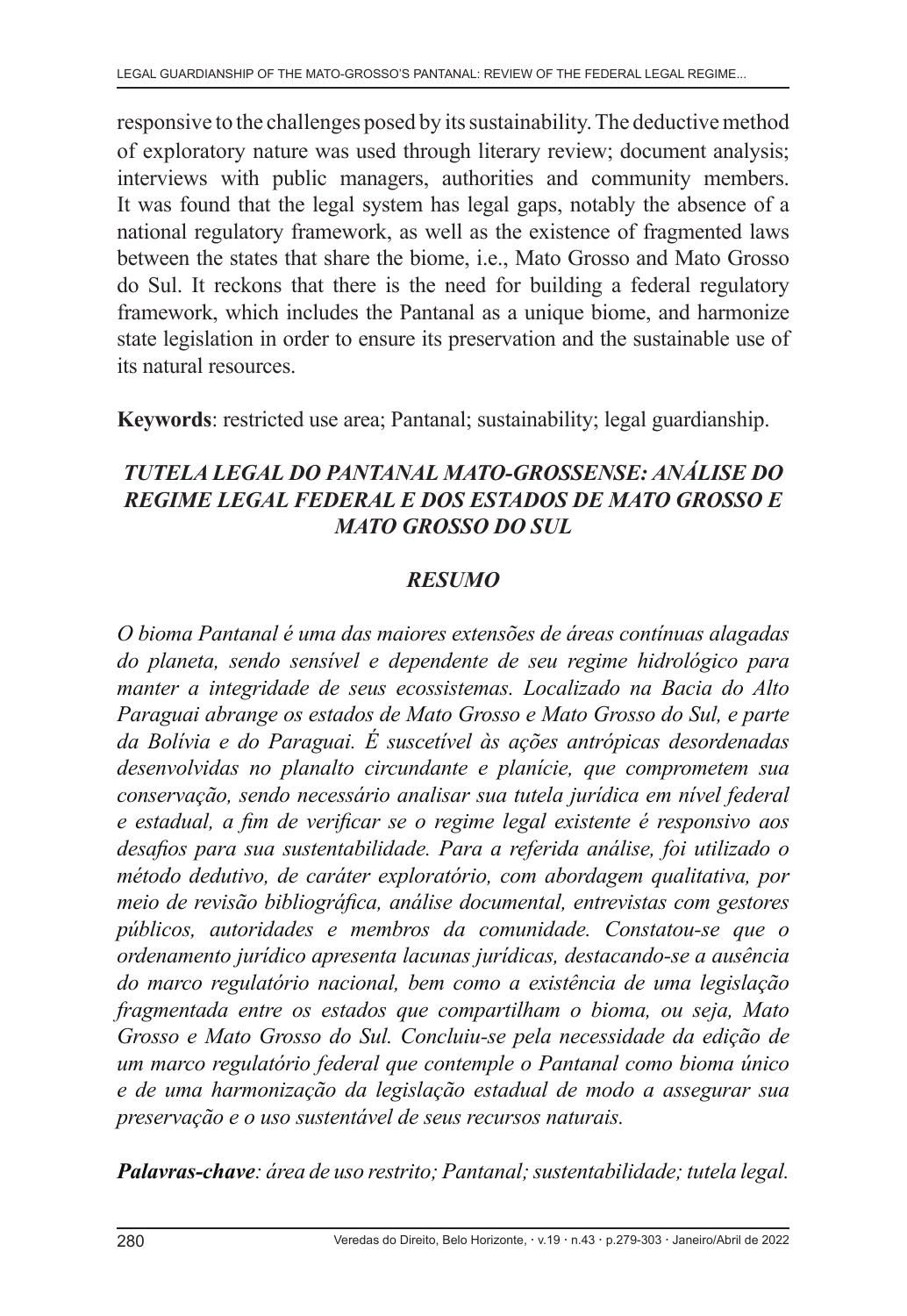responsive to the challenges posed by its sustainability. The deductive method of exploratory nature was used through literary review; document analysis; interviews with public managers, authorities and community members. It was found that the legal system has legal gaps, notably the absence of a national regulatory framework, as well as the existence of fragmented laws between the states that share the biome, i.e., Mato Grosso and Mato Grosso do Sul. It reckons that there is the need for building a federal regulatory framework, which includes the Pantanal as a unique biome, and harmonize state legislation in order to ensure its preservation and the sustainable use of its natural resources.

**Keywords**: restricted use area; Pantanal; sustainability; legal guardianship.

## *TUTELA LEGAL DO PANTANAL MATO-GROSSENSE: ANÁLISE DO REGIME LEGAL FEDERAL E DOS ESTADOS DE MATO GROSSO E MATO GROSSO DO SUL*

### *RESUMO*

*O bioma Pantanal é uma das maiores extensões de áreas contínuas alagadas do planeta, sendo sensível e dependente de seu regime hidrológico para manter a integridade de seus ecossistemas. Localizado na Bacia do Alto Paraguai abrange os estados de Mato Grosso e Mato Grosso do Sul, e parte da Bolívia e do Paraguai. É suscetível às ações antrópicas desordenadas desenvolvidas no planalto circundante e planície, que comprometem sua conservação, sendo necessário analisar sua tutela jurídica em nível federal e estadual, a fim de verificar se o regime legal existente é responsivo aos desafios para sua sustentabilidade. Para a referida análise, foi utilizado o método dedutivo, de caráter exploratório, com abordagem qualitativa, por meio de revisão bibliográfica, análise documental, entrevistas com gestores públicos, autoridades e membros da comunidade. Constatou-se que o ordenamento jurídico apresenta lacunas jurídicas, destacando-se a ausência do marco regulatório nacional, bem como a existência de uma legislação fragmentada entre os estados que compartilham o bioma, ou seja, Mato Grosso e Mato Grosso do Sul. Concluiu-se pela necessidade da edição de um marco regulatório federal que contemple o Pantanal como bioma único e de uma harmonização da legislação estadual de modo a assegurar sua preservação e o uso sustentável de seus recursos naturais.*

***Palavras-chave**: área de uso restrito; Pantanal; sustentabilidade; tutela legal.*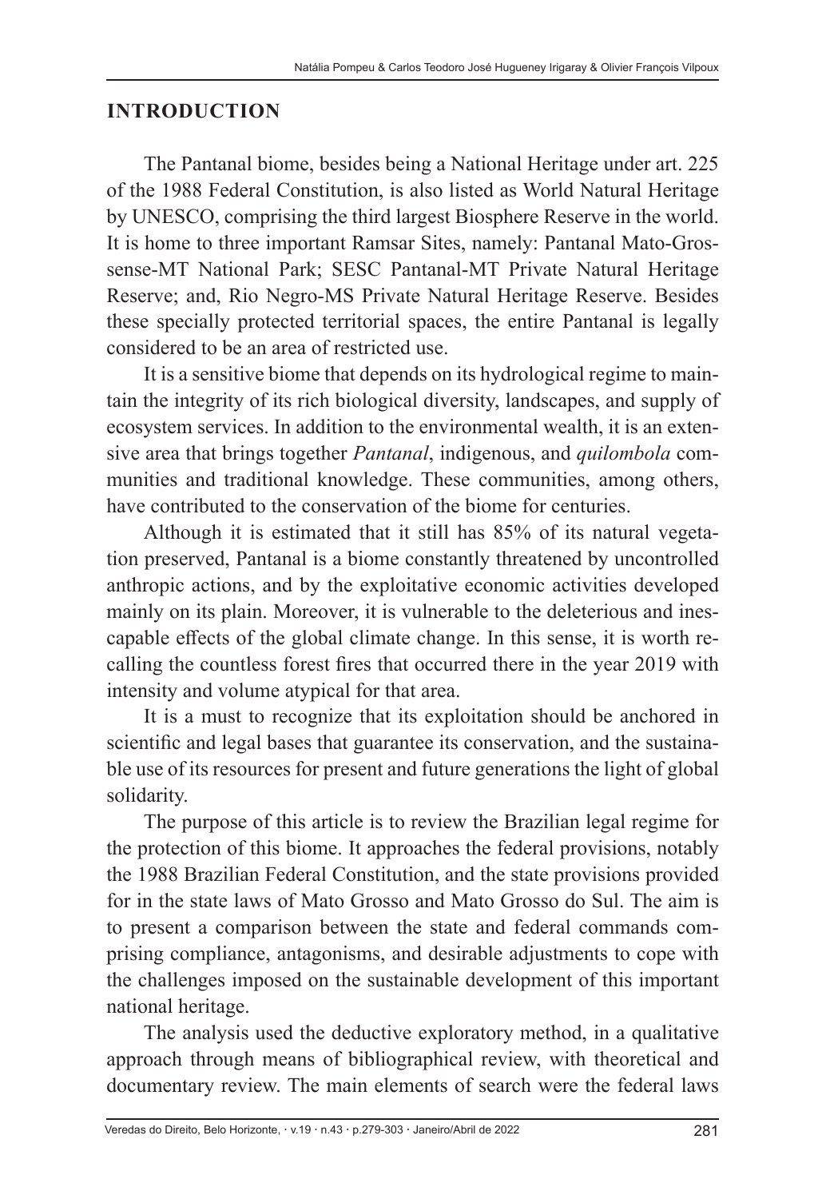## INTRODUCTION

The Pantanal biome, besides being a National Heritage under art. 225 of the 1988 Federal Constitution, is also listed as World Natural Heritage by UNESCO, comprising the third largest Biosphere Reserve in the world. It is home to three important Ramsar Sites, namely: Pantanal Mato-Grossense-MT National Park; SESC Pantanal-MT Private Natural Heritage Reserve; and, Rio Negro-MS Private Natural Heritage Reserve. Besides these specially protected territorial spaces, the entire Pantanal is legally considered to be an area of restricted use.

It is a sensitive biome that depends on its hydrological regime to maintain the integrity of its rich biological diversity, landscapes, and supply of ecosystem services. In addition to the environmental wealth, it is an extensive area that brings together *Pantanal*, indigenous, and *quilombola* communities and traditional knowledge. These communities, among others, have contributed to the conservation of the biome for centuries.

Although it is estimated that it still has 85% of its natural vegetation preserved, Pantanal is a biome constantly threatened by uncontrolled anthropic actions, and by the exploitative economic activities developed mainly on its plain. Moreover, it is vulnerable to the deleterious and inescapable effects of the global climate change. In this sense, it is worth recalling the countless forest fires that occurred there in the year 2019 with intensity and volume atypical for that area.

It is a must to recognize that its exploitation should be anchored in scientific and legal bases that guarantee its conservation, and the sustainable use of its resources for present and future generations the light of global solidarity.

The purpose of this article is to review the Brazilian legal regime for the protection of this biome. It approaches the federal provisions, notably the 1988 Brazilian Federal Constitution, and the state provisions provided for in the state laws of Mato Grosso and Mato Grosso do Sul. The aim is to present a comparison between the state and federal commands comprising compliance, antagonisms, and desirable adjustments to cope with the challenges imposed on the sustainable development of this important national heritage.

The analysis used the deductive exploratory method, in a qualitative approach through means of bibliographical review, with theoretical and documentary review. The main elements of search were the federal laws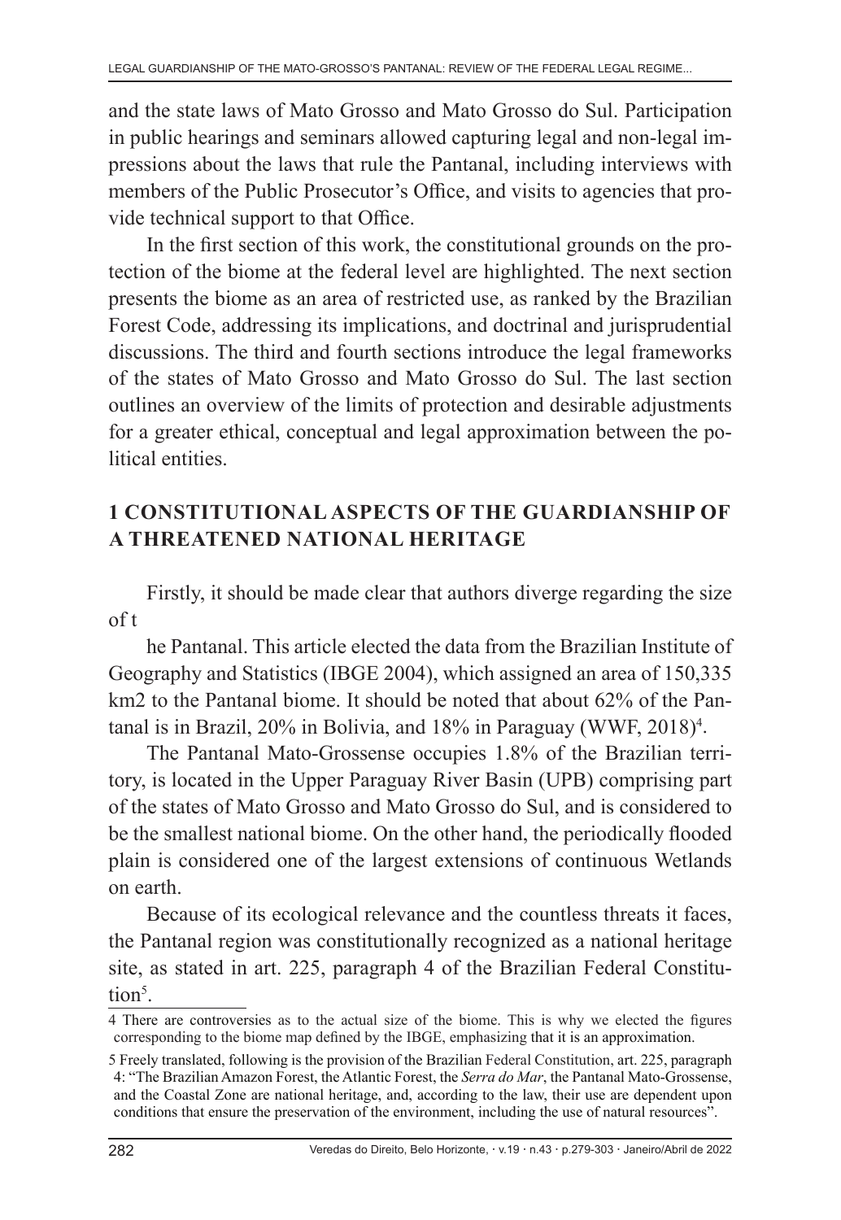and the state laws of Mato Grosso and Mato Grosso do Sul. Participation in public hearings and seminars allowed capturing legal and non-legal impressions about the laws that rule the Pantanal, including interviews with members of the Public Prosecutor's Office, and visits to agencies that provide technical support to that Office.

In the first section of this work, the constitutional grounds on the protection of the biome at the federal level are highlighted. The next section presents the biome as an area of restricted use, as ranked by the Brazilian Forest Code, addressing its implications, and doctrinal and jurisprudential discussions. The third and fourth sections introduce the legal frameworks of the states of Mato Grosso and Mato Grosso do Sul. The last section outlines an overview of the limits of protection and desirable adjustments for a greater ethical, conceptual and legal approximation between the political entities.

## 1 CONSTITUTIONAL ASPECTS OF THE GUARDIANSHIP OF A THREATENED NATIONAL HERITAGE

Firstly, it should be made clear that authors diverge regarding the size of t

he Pantanal. This article elected the data from the Brazilian Institute of Geography and Statistics (IBGE 2004), which assigned an area of 150,335 km2 to the Pantanal biome. It should be noted that about 62% of the Pantanal is in Brazil, 20% in Bolivia, and 18% in Paraguay (WWF, 2018)[4].

The Pantanal Mato-Grossense occupies 1.8% of the Brazilian territory, is located in the Upper Paraguay River Basin (UPB) comprising part of the states of Mato Grosso and Mato Grosso do Sul, and is considered to be the smallest national biome. On the other hand, the periodically flooded plain is considered one of the largest extensions of continuous Wetlands on earth.

Because of its ecological relevance and the countless threats it faces, the Pantanal region was constitutionally recognized as a national heritage site, as stated in art. 225, paragraph 4 of the Brazilian Federal Constitution[5].

---

4 There are controversies as to the actual size of the biome. This is why we elected the figures corresponding to the biome map defined by the IBGE, emphasizing that it is an approximation.

5 Freely translated, following is the provision of the Brazilian Federal Constitution, art. 225, paragraph 4: "The Brazilian Amazon Forest, the Atlantic Forest, the *Serra do Mar*, the Pantanal Mato-Grossense, and the Coastal Zone are national heritage, and, according to the law, their use are dependent upon conditions that ensure the preservation of the environment, including the use of natural resources".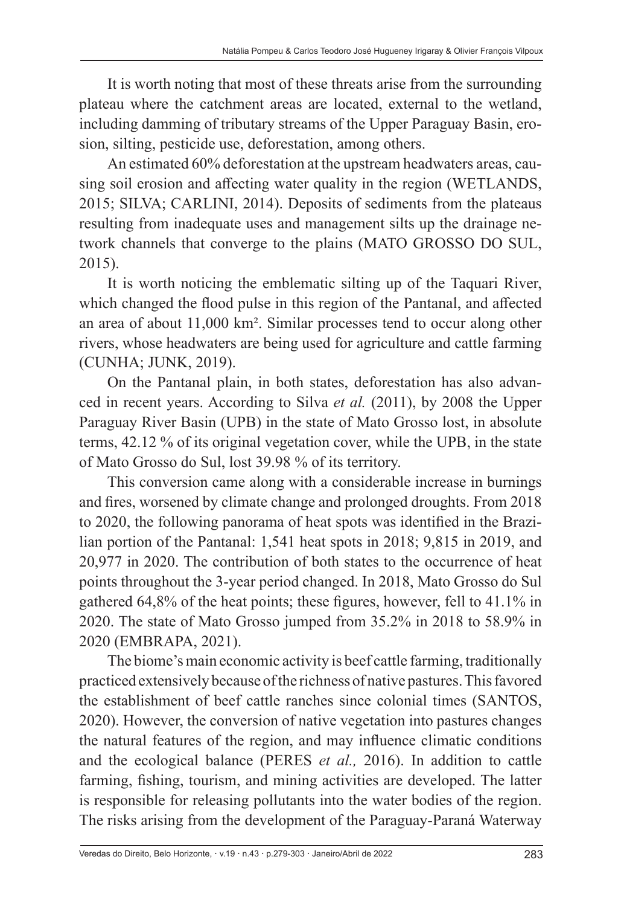It is worth noting that most of these threats arise from the surrounding plateau where the catchment areas are located, external to the wetland, including damming of tributary streams of the Upper Paraguay Basin, erosion, silting, pesticide use, deforestation, among others.

An estimated 60% deforestation at the upstream headwaters areas, causing soil erosion and affecting water quality in the region (WETLANDS, 2015; SILVA; CARLINI, 2014). Deposits of sediments from the plateaus resulting from inadequate uses and management silts up the drainage network channels that converge to the plains (MATO GROSSO DO SUL, 2015).

It is worth noticing the emblematic silting up of the Taquari River, which changed the flood pulse in this region of the Pantanal, and affected an area of about 11,000 km². Similar processes tend to occur along other rivers, whose headwaters are being used for agriculture and cattle farming (CUNHA; JUNK, 2019).

On the Pantanal plain, in both states, deforestation has also advanced in recent years. According to Silva *et al.* (2011), by 2008 the Upper Paraguay River Basin (UPB) in the state of Mato Grosso lost, in absolute terms, 42.12 % of its original vegetation cover, while the UPB, in the state of Mato Grosso do Sul, lost 39.98 % of its territory.

This conversion came along with a considerable increase in burnings and fires, worsened by climate change and prolonged droughts. From 2018 to 2020, the following panorama of heat spots was identified in the Brazilian portion of the Pantanal: 1,541 heat spots in 2018; 9,815 in 2019, and 20,977 in 2020. The contribution of both states to the occurrence of heat points throughout the 3-year period changed. In 2018, Mato Grosso do Sul gathered 64,8% of the heat points; these figures, however, fell to 41.1% in 2020. The state of Mato Grosso jumped from 35.2% in 2018 to 58.9% in 2020 (EMBRAPA, 2021).

The biome's main economic activity is beef cattle farming, traditionally practiced extensively because of the richness of native pastures. This favored the establishment of beef cattle ranches since colonial times (SANTOS, 2020). However, the conversion of native vegetation into pastures changes the natural features of the region, and may influence climatic conditions and the ecological balance (PERES *et al.,* 2016). In addition to cattle farming, fishing, tourism, and mining activities are developed. The latter is responsible for releasing pollutants into the water bodies of the region. The risks arising from the development of the Paraguay-Paraná Waterway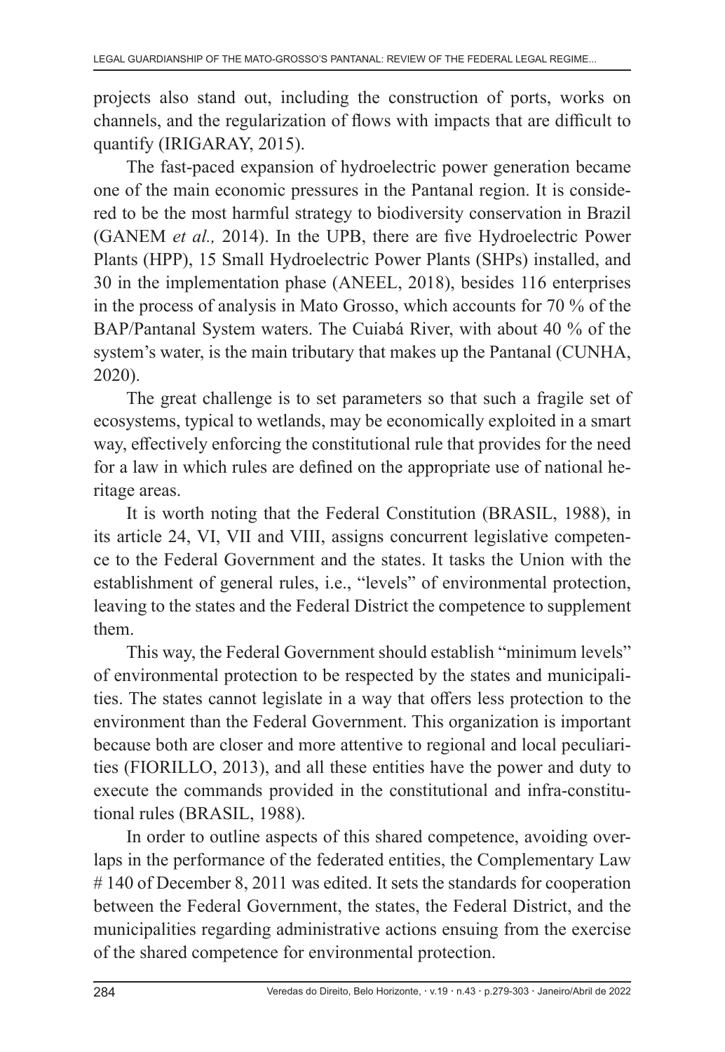projects also stand out, including the construction of ports, works on channels, and the regularization of flows with impacts that are difficult to quantify (IRIGARAY, 2015).

The fast-paced expansion of hydroelectric power generation became one of the main economic pressures in the Pantanal region. It is considered to be the most harmful strategy to biodiversity conservation in Brazil (GANEM *et al.,* 2014). In the UPB, there are five Hydroelectric Power Plants (HPP), 15 Small Hydroelectric Power Plants (SHPs) installed, and 30 in the implementation phase (ANEEL, 2018), besides 116 enterprises in the process of analysis in Mato Grosso, which accounts for 70 % of the BAP/Pantanal System waters. The Cuiabá River, with about 40 % of the system's water, is the main tributary that makes up the Pantanal (CUNHA, 2020).

The great challenge is to set parameters so that such a fragile set of ecosystems, typical to wetlands, may be economically exploited in a smart way, effectively enforcing the constitutional rule that provides for the need for a law in which rules are defined on the appropriate use of national heritage areas.

It is worth noting that the Federal Constitution (BRASIL, 1988), in its article 24, VI, VII and VIII, assigns concurrent legislative competence to the Federal Government and the states. It tasks the Union with the establishment of general rules, i.e., "levels" of environmental protection, leaving to the states and the Federal District the competence to supplement them.

This way, the Federal Government should establish "minimum levels" of environmental protection to be respected by the states and municipalities. The states cannot legislate in a way that offers less protection to the environment than the Federal Government. This organization is important because both are closer and more attentive to regional and local peculiarities (FIORILLO, 2013), and all these entities have the power and duty to execute the commands provided in the constitutional and infra-constitutional rules (BRASIL, 1988).

In order to outline aspects of this shared competence, avoiding overlaps in the performance of the federated entities, the Complementary Law # 140 of December 8, 2011 was edited. It sets the standards for cooperation between the Federal Government, the states, the Federal District, and the municipalities regarding administrative actions ensuing from the exercise of the shared competence for environmental protection.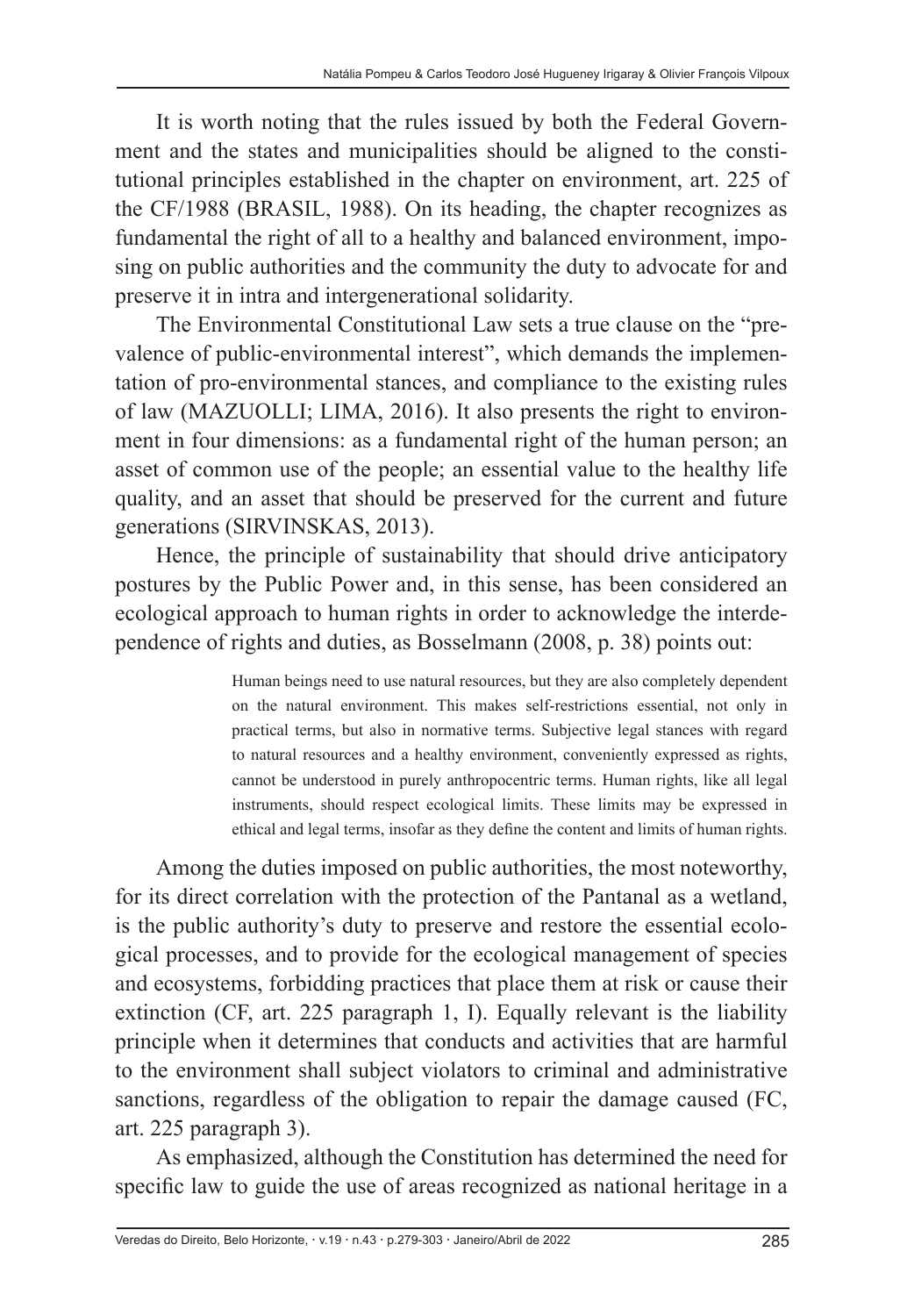It is worth noting that the rules issued by both the Federal Government and the states and municipalities should be aligned to the constitutional principles established in the chapter on environment, art. 225 of the CF/1988 (BRASIL, 1988). On its heading, the chapter recognizes as fundamental the right of all to a healthy and balanced environment, imposing on public authorities and the community the duty to advocate for and preserve it in intra and intergenerational solidarity.

The Environmental Constitutional Law sets a true clause on the "prevalence of public-environmental interest", which demands the implementation of pro-environmental stances, and compliance to the existing rules of law (MAZUOLLI; LIMA, 2016). It also presents the right to environment in four dimensions: as a fundamental right of the human person; an asset of common use of the people; an essential value to the healthy life quality, and an asset that should be preserved for the current and future generations (SIRVINSKAS, 2013).

Hence, the principle of sustainability that should drive anticipatory postures by the Public Power and, in this sense, has been considered an ecological approach to human rights in order to acknowledge the interdependence of rights and duties, as Bosselmann (2008, p. 38) points out:

> Human beings need to use natural resources, but they are also completely dependent on the natural environment. This makes self-restrictions essential, not only in practical terms, but also in normative terms. Subjective legal stances with regard to natural resources and a healthy environment, conveniently expressed as rights, cannot be understood in purely anthropocentric terms. Human rights, like all legal instruments, should respect ecological limits. These limits may be expressed in ethical and legal terms, insofar as they define the content and limits of human rights.

Among the duties imposed on public authorities, the most noteworthy, for its direct correlation with the protection of the Pantanal as a wetland, is the public authority's duty to preserve and restore the essential ecological processes, and to provide for the ecological management of species and ecosystems, forbidding practices that place them at risk or cause their extinction (CF, art. 225 paragraph 1, I). Equally relevant is the liability principle when it determines that conducts and activities that are harmful to the environment shall subject violators to criminal and administrative sanctions, regardless of the obligation to repair the damage caused (FC, art. 225 paragraph 3).

As emphasized, although the Constitution has determined the need for specific law to guide the use of areas recognized as national heritage in a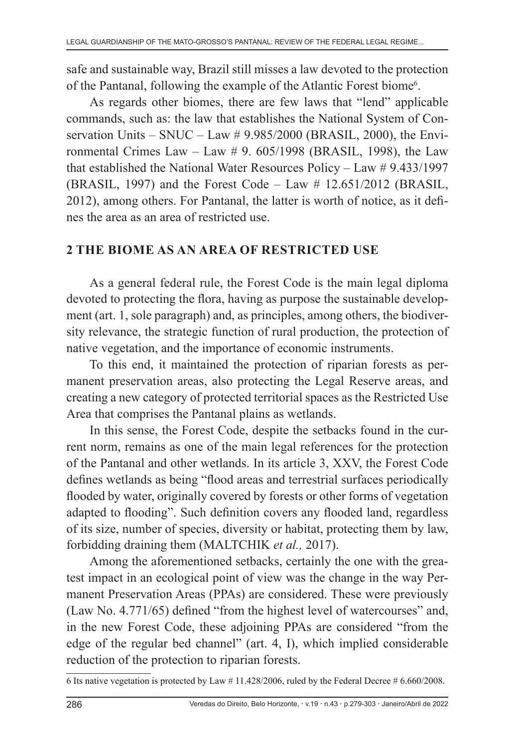safe and sustainable way, Brazil still misses a law devoted to the protection of the Pantanal, following the example of the Atlantic Forest biome[6].

As regards other biomes, there are few laws that "lend" applicable commands, such as: the law that establishes the National System of Conservation Units – SNUC – Law # 9.985/2000 (BRASIL, 2000), the Environmental Crimes Law – Law # 9. 605/1998 (BRASIL, 1998), the Law that established the National Water Resources Policy – Law # 9.433/1997 (BRASIL, 1997) and the Forest Code – Law # 12.651/2012 (BRASIL, 2012), among others. For Pantanal, the latter is worth of notice, as it defines the area as an area of restricted use.

## 2 THE BIOME AS AN AREA OF RESTRICTED USE

As a general federal rule, the Forest Code is the main legal diploma devoted to protecting the flora, having as purpose the sustainable development (art. 1, sole paragraph) and, as principles, among others, the biodiversity relevance, the strategic function of rural production, the protection of native vegetation, and the importance of economic instruments.

To this end, it maintained the protection of riparian forests as permanent preservation areas, also protecting the Legal Reserve areas, and creating a new category of protected territorial spaces as the Restricted Use Area that comprises the Pantanal plains as wetlands.

In this sense, the Forest Code, despite the setbacks found in the current norm, remains as one of the main legal references for the protection of the Pantanal and other wetlands. In its article 3, XXV, the Forest Code defines wetlands as being "flood areas and terrestrial surfaces periodically flooded by water, originally covered by forests or other forms of vegetation adapted to flooding". Such definition covers any flooded land, regardless of its size, number of species, diversity or habitat, protecting them by law, forbidding draining them (MALTCHIK *et al.,* 2017).

Among the aforementioned setbacks, certainly the one with the greatest impact in an ecological point of view was the change in the way Permanent Preservation Areas (PPAs) are considered. These were previously (Law No. 4.771/65) defined "from the highest level of watercourses" and, in the new Forest Code, these adjoining PPAs are considered "from the edge of the regular bed channel" (art. 4, I), which implied considerable reduction of the protection to riparian forests.

---

6 Its native vegetation is protected by Law # 11.428/2006, ruled by the Federal Decree # 6.660/2008.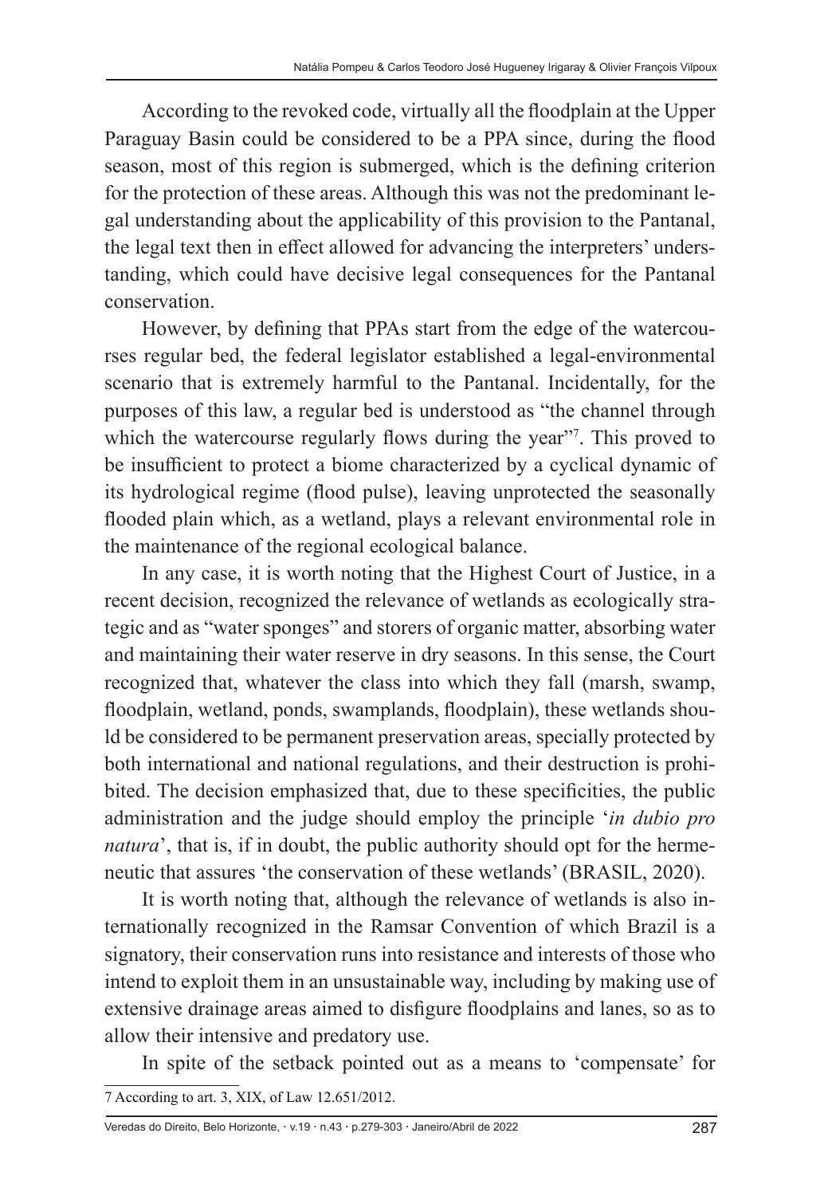According to the revoked code, virtually all the floodplain at the Upper Paraguay Basin could be considered to be a PPA since, during the flood season, most of this region is submerged, which is the defining criterion for the protection of these areas. Although this was not the predominant legal understanding about the applicability of this provision to the Pantanal, the legal text then in effect allowed for advancing the interpreters' understanding, which could have decisive legal consequences for the Pantanal conservation.

However, by defining that PPAs start from the edge of the watercourses regular bed, the federal legislator established a legal-environmental scenario that is extremely harmful to the Pantanal. Incidentally, for the purposes of this law, a regular bed is understood as "the channel through which the watercourse regularly flows during the year"[7]. This proved to be insufficient to protect a biome characterized by a cyclical dynamic of its hydrological regime (flood pulse), leaving unprotected the seasonally flooded plain which, as a wetland, plays a relevant environmental role in the maintenance of the regional ecological balance.

In any case, it is worth noting that the Highest Court of Justice, in a recent decision, recognized the relevance of wetlands as ecologically strategic and as "water sponges" and storers of organic matter, absorbing water and maintaining their water reserve in dry seasons. In this sense, the Court recognized that, whatever the class into which they fall (marsh, swamp, floodplain, wetland, ponds, swamplands, floodplain), these wetlands should be considered to be permanent preservation areas, specially protected by both international and national regulations, and their destruction is prohibited. The decision emphasized that, due to these specificities, the public administration and the judge should employ the principle '*in dubio pro natura*', that is, if in doubt, the public authority should opt for the hermeneutic that assures 'the conservation of these wetlands' (BRASIL, 2020).

It is worth noting that, although the relevance of wetlands is also internationally recognized in the Ramsar Convention of which Brazil is a signatory, their conservation runs into resistance and interests of those who intend to exploit them in an unsustainable way, including by making use of extensive drainage areas aimed to disfigure floodplains and lanes, so as to allow their intensive and predatory use.

In spite of the setback pointed out as a means to 'compensate' for

---

7 According to art. 3, XIX, of Law 12.651/2012.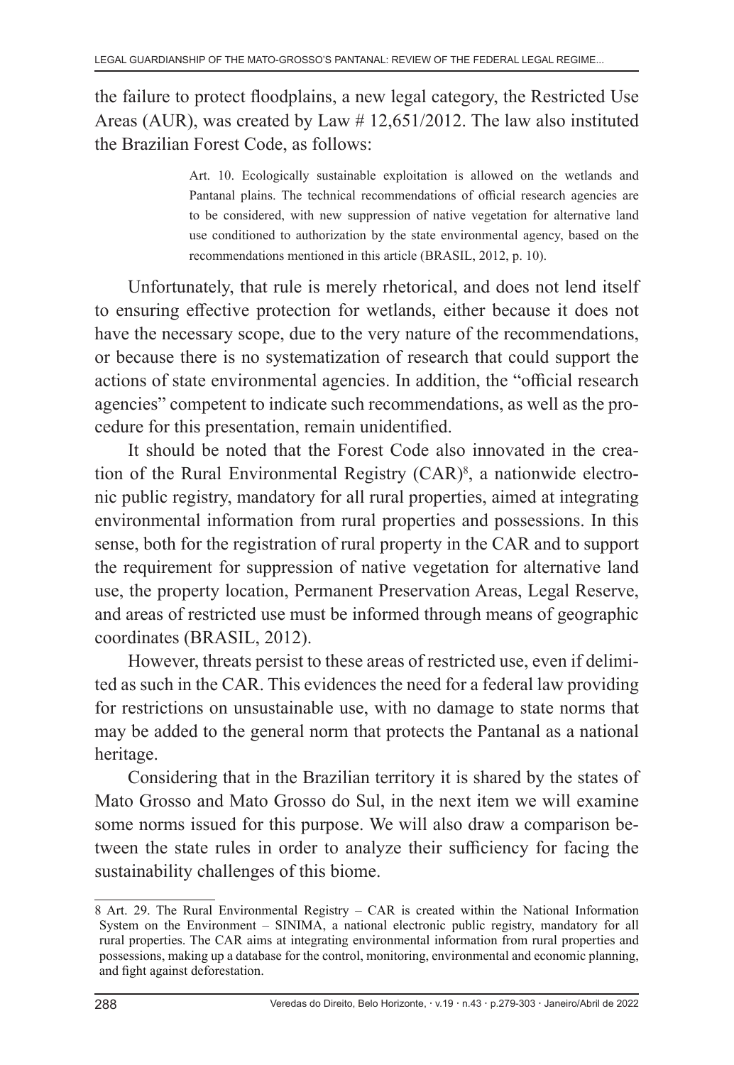the failure to protect floodplains, a new legal category, the Restricted Use Areas (AUR), was created by Law # 12,651/2012. The law also instituted the Brazilian Forest Code, as follows:

> Art. 10. Ecologically sustainable exploitation is allowed on the wetlands and Pantanal plains. The technical recommendations of official research agencies are to be considered, with new suppression of native vegetation for alternative land use conditioned to authorization by the state environmental agency, based on the recommendations mentioned in this article (BRASIL, 2012, p. 10).

Unfortunately, that rule is merely rhetorical, and does not lend itself to ensuring effective protection for wetlands, either because it does not have the necessary scope, due to the very nature of the recommendations, or because there is no systematization of research that could support the actions of state environmental agencies. In addition, the "official research agencies" competent to indicate such recommendations, as well as the procedure for this presentation, remain unidentified.

It should be noted that the Forest Code also innovated in the creation of the Rural Environmental Registry (CAR)[8], a nationwide electronic public registry, mandatory for all rural properties, aimed at integrating environmental information from rural properties and possessions. In this sense, both for the registration of rural property in the CAR and to support the requirement for suppression of native vegetation for alternative land use, the property location, Permanent Preservation Areas, Legal Reserve, and areas of restricted use must be informed through means of geographic coordinates (BRASIL, 2012).

However, threats persist to these areas of restricted use, even if delimited as such in the CAR. This evidences the need for a federal law providing for restrictions on unsustainable use, with no damage to state norms that may be added to the general norm that protects the Pantanal as a national heritage.

Considering that in the Brazilian territory it is shared by the states of Mato Grosso and Mato Grosso do Sul, in the next item we will examine some norms issued for this purpose. We will also draw a comparison between the state rules in order to analyze their sufficiency for facing the sustainability challenges of this biome.

---

8 Art. 29. The Rural Environmental Registry – CAR is created within the National Information System on the Environment – SINIMA, a national electronic public registry, mandatory for all rural properties. The CAR aims at integrating environmental information from rural properties and possessions, making up a database for the control, monitoring, environmental and economic planning, and fight against deforestation.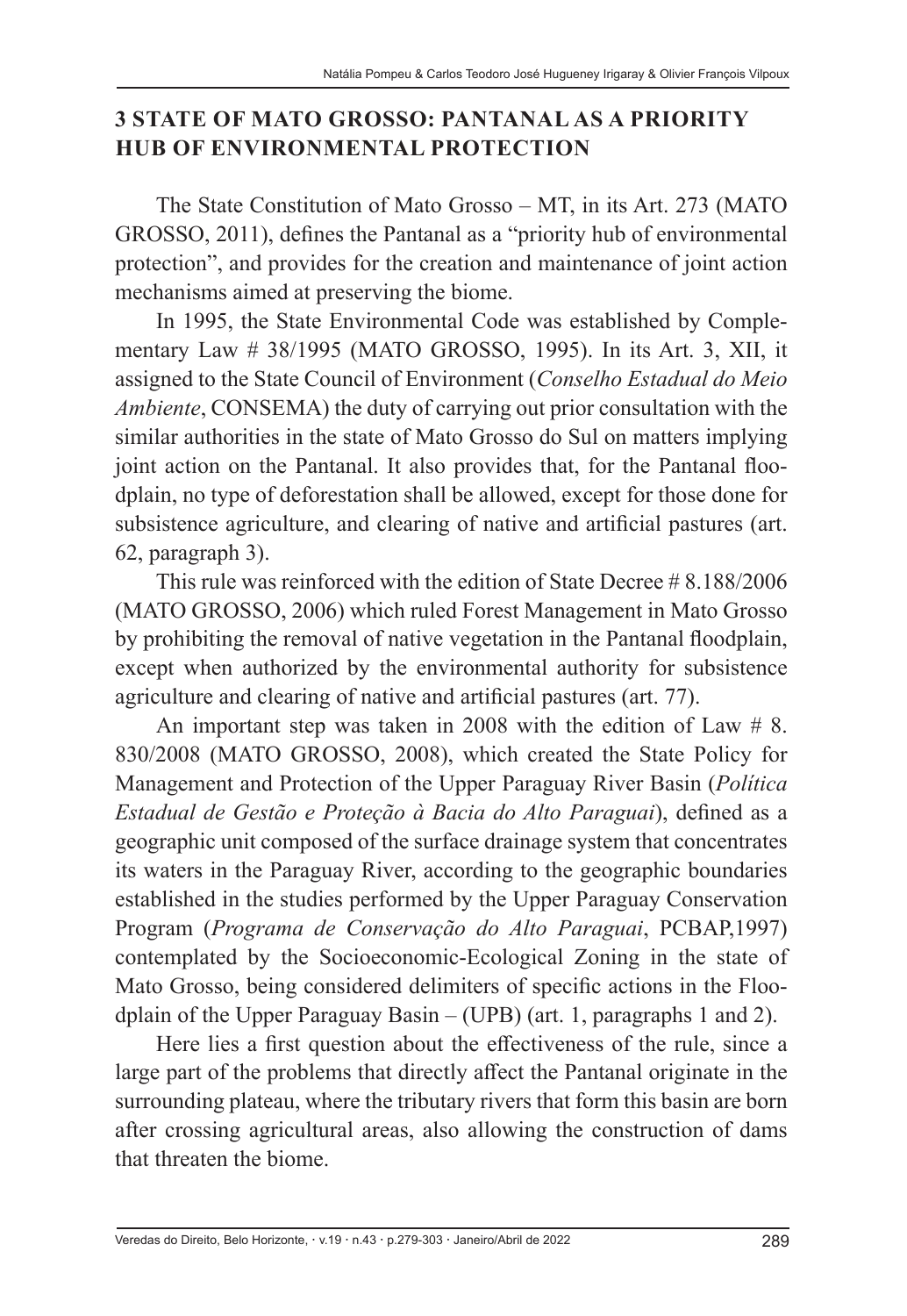## 3 STATE OF MATO GROSSO: PANTANAL AS A PRIORITY HUB OF ENVIRONMENTAL PROTECTION

The State Constitution of Mato Grosso – MT, in its Art. 273 (MATO GROSSO, 2011), defines the Pantanal as a "priority hub of environmental protection", and provides for the creation and maintenance of joint action mechanisms aimed at preserving the biome.

In 1995, the State Environmental Code was established by Complementary Law # 38/1995 (MATO GROSSO, 1995). In its Art. 3, XII, it assigned to the State Council of Environment (*Conselho Estadual do Meio Ambiente*, CONSEMA) the duty of carrying out prior consultation with the similar authorities in the state of Mato Grosso do Sul on matters implying joint action on the Pantanal. It also provides that, for the Pantanal floodplain, no type of deforestation shall be allowed, except for those done for subsistence agriculture, and clearing of native and artificial pastures (art. 62, paragraph 3).

This rule was reinforced with the edition of State Decree # 8.188/2006 (MATO GROSSO, 2006) which ruled Forest Management in Mato Grosso by prohibiting the removal of native vegetation in the Pantanal floodplain, except when authorized by the environmental authority for subsistence agriculture and clearing of native and artificial pastures (art. 77).

An important step was taken in 2008 with the edition of Law # 8. 830/2008 (MATO GROSSO, 2008), which created the State Policy for Management and Protection of the Upper Paraguay River Basin (*Política Estadual de Gestão e Proteção à Bacia do Alto Paraguai*), defined as a geographic unit composed of the surface drainage system that concentrates its waters in the Paraguay River, according to the geographic boundaries established in the studies performed by the Upper Paraguay Conservation Program (*Programa de Conservação do Alto Paraguai*, PCBAP,1997) contemplated by the Socioeconomic-Ecological Zoning in the state of Mato Grosso, being considered delimiters of specific actions in the Floodplain of the Upper Paraguay Basin – (UPB) (art. 1, paragraphs 1 and 2).

Here lies a first question about the effectiveness of the rule, since a large part of the problems that directly affect the Pantanal originate in the surrounding plateau, where the tributary rivers that form this basin are born after crossing agricultural areas, also allowing the construction of dams that threaten the biome.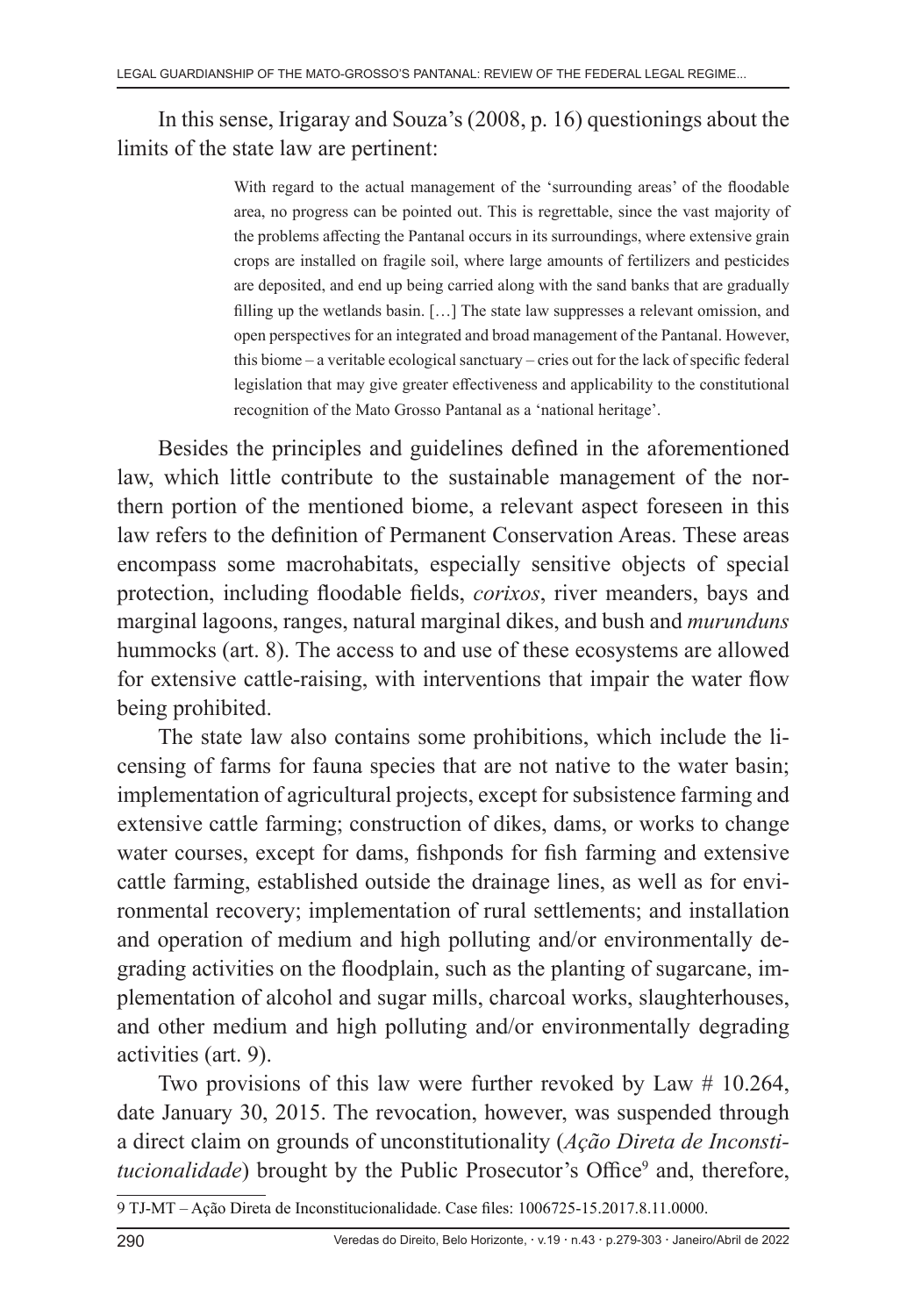In this sense, Irigaray and Souza's (2008, p. 16) questionings about the limits of the state law are pertinent:

> With regard to the actual management of the 'surrounding areas' of the floodable area, no progress can be pointed out. This is regrettable, since the vast majority of the problems affecting the Pantanal occurs in its surroundings, where extensive grain crops are installed on fragile soil, where large amounts of fertilizers and pesticides are deposited, and end up being carried along with the sand banks that are gradually filling up the wetlands basin. […] The state law suppresses a relevant omission, and open perspectives for an integrated and broad management of the Pantanal. However, this biome – a veritable ecological sanctuary – cries out for the lack of specific federal legislation that may give greater effectiveness and applicability to the constitutional recognition of the Mato Grosso Pantanal as a 'national heritage'.

Besides the principles and guidelines defined in the aforementioned law, which little contribute to the sustainable management of the northern portion of the mentioned biome, a relevant aspect foreseen in this law refers to the definition of Permanent Conservation Areas. These areas encompass some macrohabitats, especially sensitive objects of special protection, including floodable fields, *corixos*, river meanders, bays and marginal lagoons, ranges, natural marginal dikes, and bush and *murunduns* hummocks (art. 8). The access to and use of these ecosystems are allowed for extensive cattle-raising, with interventions that impair the water flow being prohibited.

The state law also contains some prohibitions, which include the licensing of farms for fauna species that are not native to the water basin; implementation of agricultural projects, except for subsistence farming and extensive cattle farming; construction of dikes, dams, or works to change water courses, except for dams, fishponds for fish farming and extensive cattle farming, established outside the drainage lines, as well as for environmental recovery; implementation of rural settlements; and installation and operation of medium and high polluting and/or environmentally degrading activities on the floodplain, such as the planting of sugarcane, implementation of alcohol and sugar mills, charcoal works, slaughterhouses, and other medium and high polluting and/or environmentally degrading activities (art. 9).

Two provisions of this law were further revoked by Law # 10.264, date January 30, 2015. The revocation, however, was suspended through a direct claim on grounds of unconstitutionality (*Ação Direta de Inconstitucionalidade*) brought by the Public Prosecutor's Office[9] and, therefore,

---

9 TJ-MT – Ação Direta de Inconstitucionalidade. Case files: 1006725-15.2017.8.11.0000.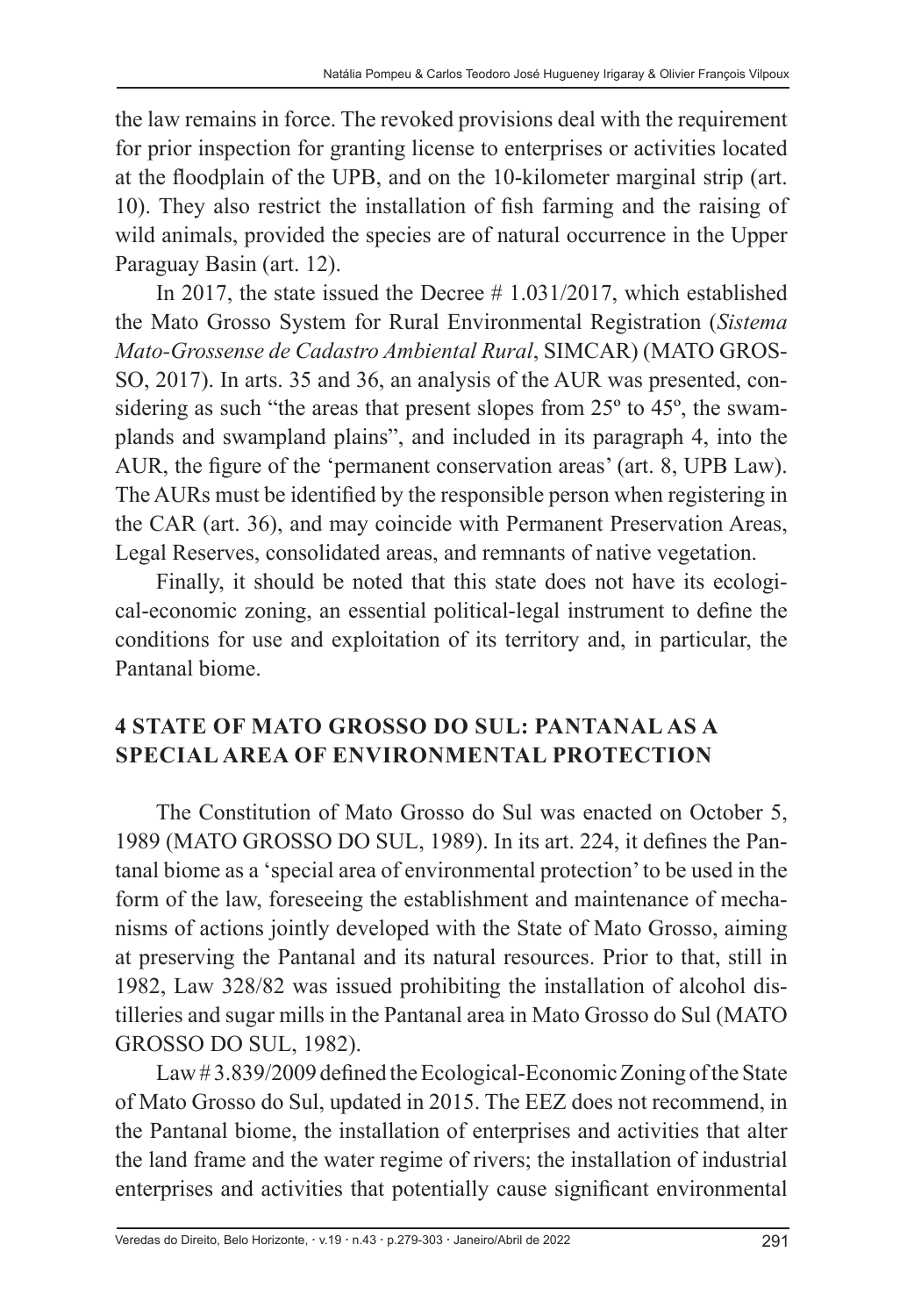the law remains in force. The revoked provisions deal with the requirement for prior inspection for granting license to enterprises or activities located at the floodplain of the UPB, and on the 10-kilometer marginal strip (art. 10). They also restrict the installation of fish farming and the raising of wild animals, provided the species are of natural occurrence in the Upper Paraguay Basin (art. 12).

In 2017, the state issued the Decree # 1.031/2017, which established the Mato Grosso System for Rural Environmental Registration (*Sistema Mato-Grossense de Cadastro Ambiental Rural*, SIMCAR) (MATO GROSSO, 2017). In arts. 35 and 36, an analysis of the AUR was presented, considering as such "the areas that present slopes from 25º to 45º, the swamplands and swampland plains", and included in its paragraph 4, into the AUR, the figure of the 'permanent conservation areas' (art. 8, UPB Law). The AURs must be identified by the responsible person when registering in the CAR (art. 36), and may coincide with Permanent Preservation Areas, Legal Reserves, consolidated areas, and remnants of native vegetation.

Finally, it should be noted that this state does not have its ecological-economic zoning, an essential political-legal instrument to define the conditions for use and exploitation of its territory and, in particular, the Pantanal biome.

## 4 STATE OF MATO GROSSO DO SUL: PANTANAL AS A SPECIAL AREA OF ENVIRONMENTAL PROTECTION

The Constitution of Mato Grosso do Sul was enacted on October 5, 1989 (MATO GROSSO DO SUL, 1989). In its art. 224, it defines the Pantanal biome as a 'special area of environmental protection' to be used in the form of the law, foreseeing the establishment and maintenance of mechanisms of actions jointly developed with the State of Mato Grosso, aiming at preserving the Pantanal and its natural resources. Prior to that, still in 1982, Law 328/82 was issued prohibiting the installation of alcohol distilleries and sugar mills in the Pantanal area in Mato Grosso do Sul (MATO GROSSO DO SUL, 1982).

Law # 3.839/2009 defined the Ecological-Economic Zoning of the State of Mato Grosso do Sul, updated in 2015. The EEZ does not recommend, in the Pantanal biome, the installation of enterprises and activities that alter the land frame and the water regime of rivers; the installation of industrial enterprises and activities that potentially cause significant environmental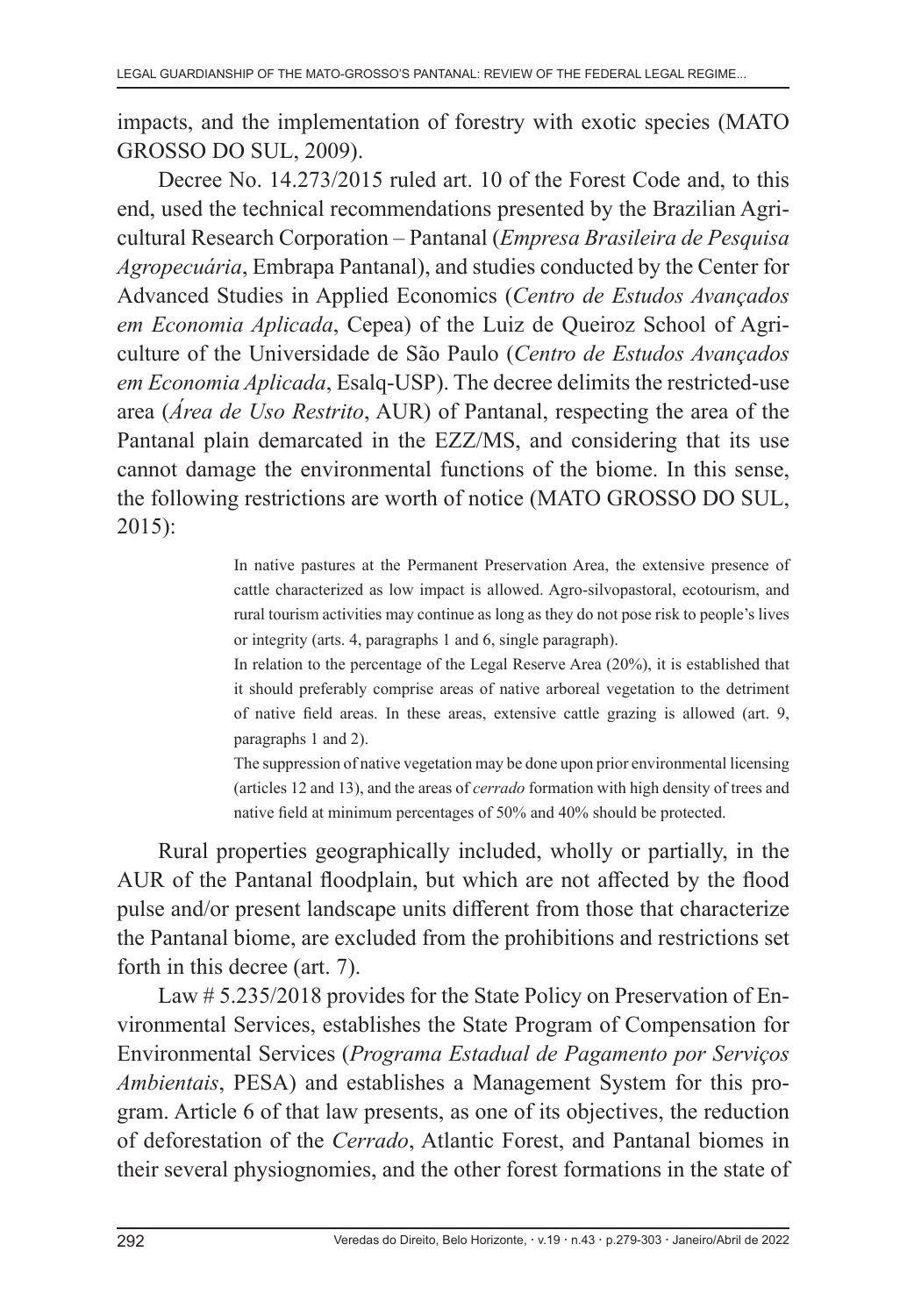impacts, and the implementation of forestry with exotic species (MATO GROSSO DO SUL, 2009).

Decree No. 14.273/2015 ruled art. 10 of the Forest Code and, to this end, used the technical recommendations presented by the Brazilian Agricultural Research Corporation – Pantanal (*Empresa Brasileira de Pesquisa Agropecuária*, Embrapa Pantanal), and studies conducted by the Center for Advanced Studies in Applied Economics (*Centro de Estudos Avançados em Economia Aplicada*, Cepea) of the Luiz de Queiroz School of Agriculture of the Universidade de São Paulo (*Centro de Estudos Avançados em Economia Aplicada*, Esalq-USP). The decree delimits the restricted-use area (*Área de Uso Restrito*, AUR) of Pantanal, respecting the area of the Pantanal plain demarcated in the EZZ/MS, and considering that its use cannot damage the environmental functions of the biome. In this sense, the following restrictions are worth of notice (MATO GROSSO DO SUL, 2015):

> In native pastures at the Permanent Preservation Area, the extensive presence of cattle characterized as low impact is allowed. Agro-silvopastoral, ecotourism, and rural tourism activities may continue as long as they do not pose risk to people's lives or integrity (arts. 4, paragraphs 1 and 6, single paragraph).
>
> In relation to the percentage of the Legal Reserve Area (20%), it is established that it should preferably comprise areas of native arboreal vegetation to the detriment of native field areas. In these areas, extensive cattle grazing is allowed (art. 9, paragraphs 1 and 2).
>
> The suppression of native vegetation may be done upon prior environmental licensing (articles 12 and 13), and the areas of *cerrado* formation with high density of trees and native field at minimum percentages of 50% and 40% should be protected.

Rural properties geographically included, wholly or partially, in the AUR of the Pantanal floodplain, but which are not affected by the flood pulse and/or present landscape units different from those that characterize the Pantanal biome, are excluded from the prohibitions and restrictions set forth in this decree (art. 7).

Law # 5.235/2018 provides for the State Policy on Preservation of Environmental Services, establishes the State Program of Compensation for Environmental Services (*Programa Estadual de Pagamento por Serviços Ambientais*, PESA) and establishes a Management System for this program. Article 6 of that law presents, as one of its objectives, the reduction of deforestation of the *Cerrado*, Atlantic Forest, and Pantanal biomes in their several physiognomies, and the other forest formations in the state of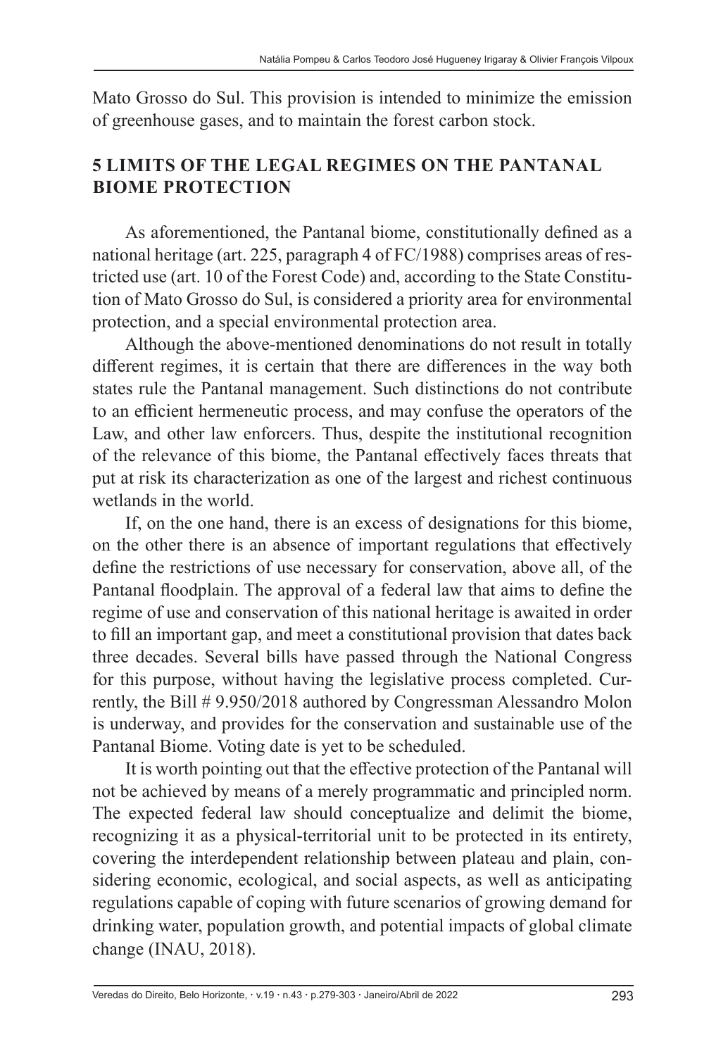Mato Grosso do Sul. This provision is intended to minimize the emission of greenhouse gases, and to maintain the forest carbon stock.

## 5 LIMITS OF THE LEGAL REGIMES ON THE PANTANAL BIOME PROTECTION

As aforementioned, the Pantanal biome, constitutionally defined as a national heritage (art. 225, paragraph 4 of FC/1988) comprises areas of restricted use (art. 10 of the Forest Code) and, according to the State Constitution of Mato Grosso do Sul, is considered a priority area for environmental protection, and a special environmental protection area.

Although the above-mentioned denominations do not result in totally different regimes, it is certain that there are differences in the way both states rule the Pantanal management. Such distinctions do not contribute to an efficient hermeneutic process, and may confuse the operators of the Law, and other law enforcers. Thus, despite the institutional recognition of the relevance of this biome, the Pantanal effectively faces threats that put at risk its characterization as one of the largest and richest continuous wetlands in the world.

If, on the one hand, there is an excess of designations for this biome, on the other there is an absence of important regulations that effectively define the restrictions of use necessary for conservation, above all, of the Pantanal floodplain. The approval of a federal law that aims to define the regime of use and conservation of this national heritage is awaited in order to fill an important gap, and meet a constitutional provision that dates back three decades. Several bills have passed through the National Congress for this purpose, without having the legislative process completed. Currently, the Bill # 9.950/2018 authored by Congressman Alessandro Molon is underway, and provides for the conservation and sustainable use of the Pantanal Biome. Voting date is yet to be scheduled.

It is worth pointing out that the effective protection of the Pantanal will not be achieved by means of a merely programmatic and principled norm. The expected federal law should conceptualize and delimit the biome, recognizing it as a physical-territorial unit to be protected in its entirety, covering the interdependent relationship between plateau and plain, considering economic, ecological, and social aspects, as well as anticipating regulations capable of coping with future scenarios of growing demand for drinking water, population growth, and potential impacts of global climate change (INAU, 2018).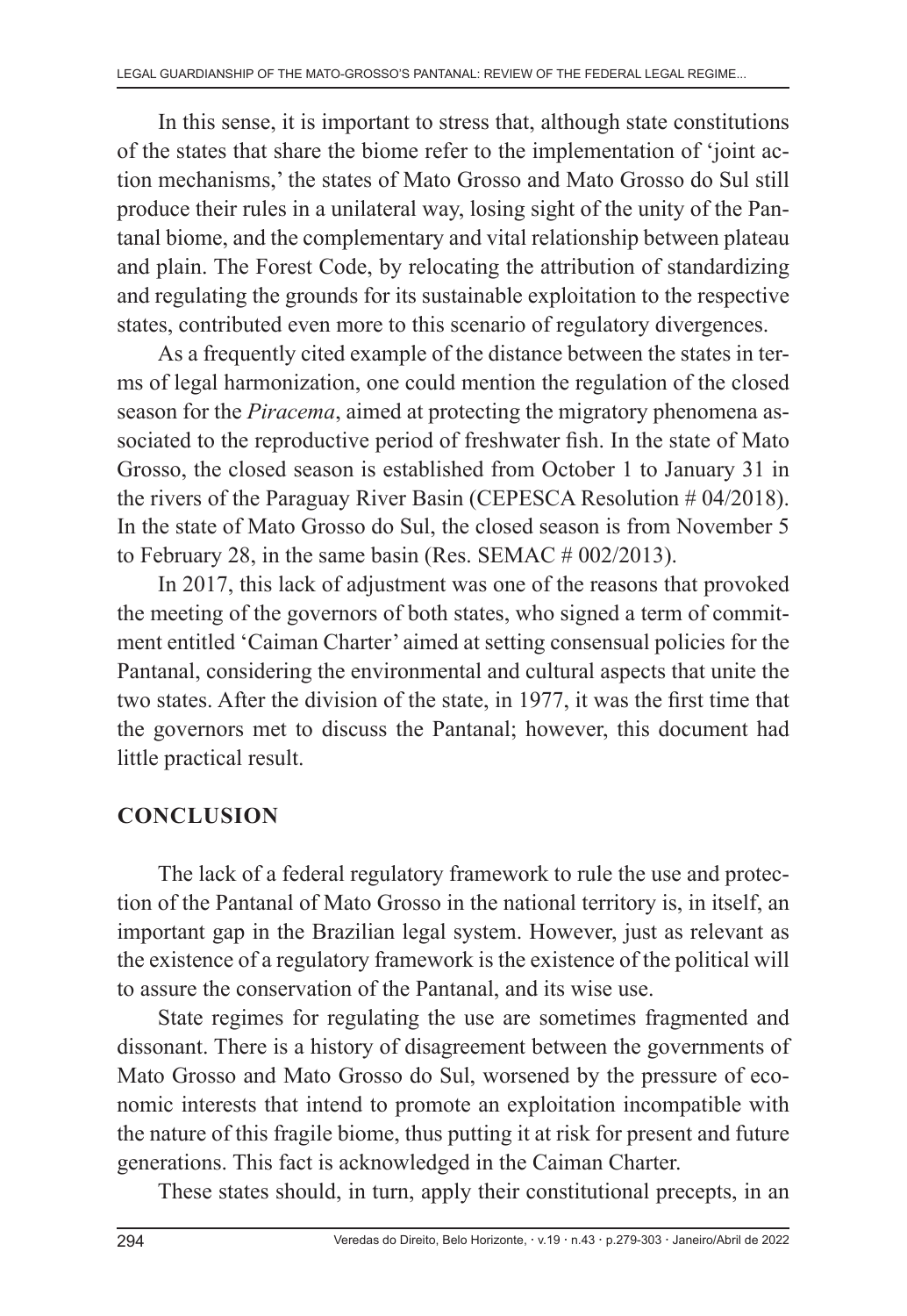In this sense, it is important to stress that, although state constitutions of the states that share the biome refer to the implementation of 'joint action mechanisms,' the states of Mato Grosso and Mato Grosso do Sul still produce their rules in a unilateral way, losing sight of the unity of the Pantanal biome, and the complementary and vital relationship between plateau and plain. The Forest Code, by relocating the attribution of standardizing and regulating the grounds for its sustainable exploitation to the respective states, contributed even more to this scenario of regulatory divergences.

As a frequently cited example of the distance between the states in terms of legal harmonization, one could mention the regulation of the closed season for the *Piracema*, aimed at protecting the migratory phenomena associated to the reproductive period of freshwater fish. In the state of Mato Grosso, the closed season is established from October 1 to January 31 in the rivers of the Paraguay River Basin (CEPESCA Resolution # 04/2018). In the state of Mato Grosso do Sul, the closed season is from November 5 to February 28, in the same basin (Res. SEMAC # 002/2013).

In 2017, this lack of adjustment was one of the reasons that provoked the meeting of the governors of both states, who signed a term of commitment entitled 'Caiman Charter' aimed at setting consensual policies for the Pantanal, considering the environmental and cultural aspects that unite the two states. After the division of the state, in 1977, it was the first time that the governors met to discuss the Pantanal; however, this document had little practical result.

## CONCLUSION

The lack of a federal regulatory framework to rule the use and protection of the Pantanal of Mato Grosso in the national territory is, in itself, an important gap in the Brazilian legal system. However, just as relevant as the existence of a regulatory framework is the existence of the political will to assure the conservation of the Pantanal, and its wise use.

State regimes for regulating the use are sometimes fragmented and dissonant. There is a history of disagreement between the governments of Mato Grosso and Mato Grosso do Sul, worsened by the pressure of economic interests that intend to promote an exploitation incompatible with the nature of this fragile biome, thus putting it at risk for present and future generations. This fact is acknowledged in the Caiman Charter.

These states should, in turn, apply their constitutional precepts, in an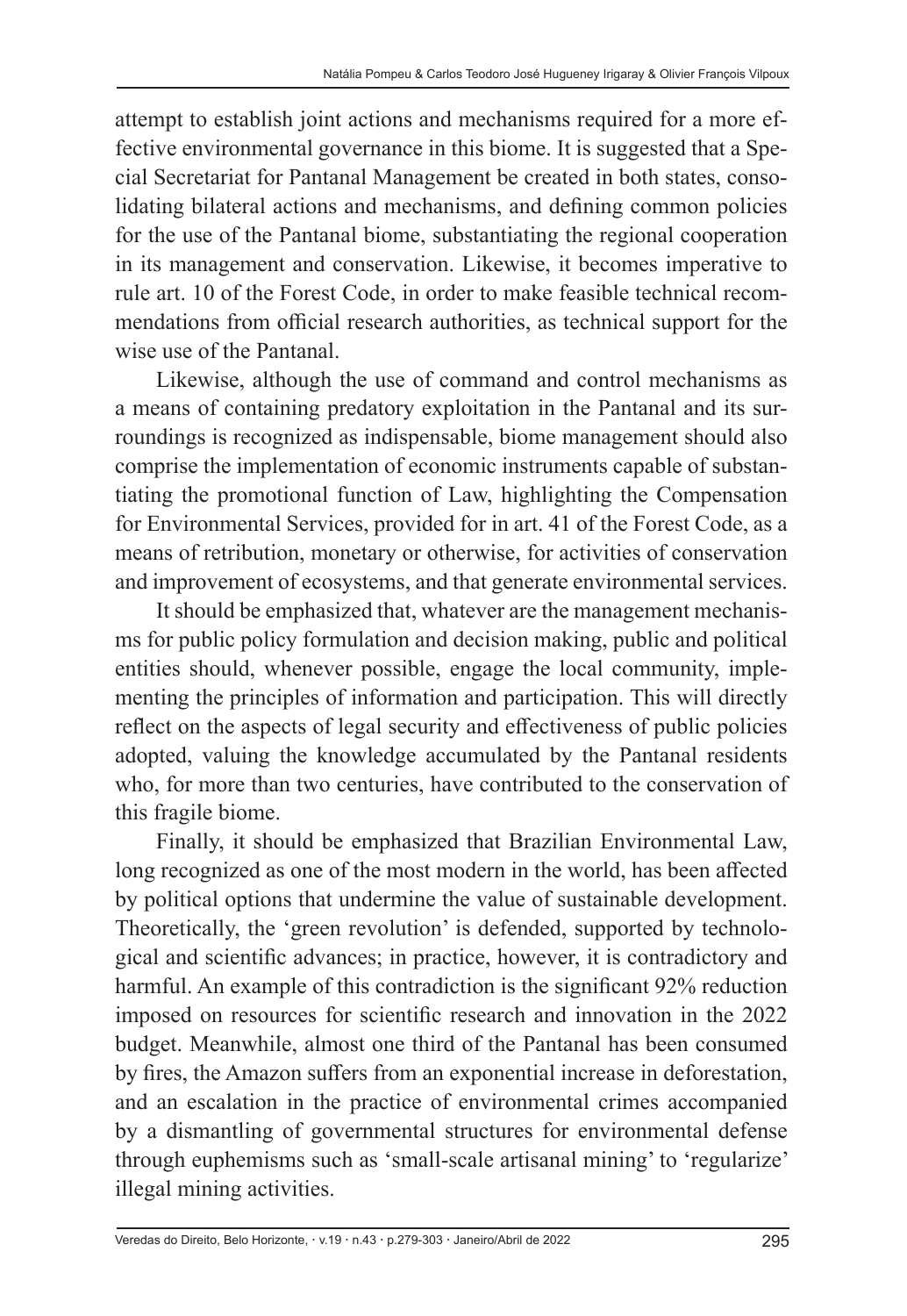attempt to establish joint actions and mechanisms required for a more effective environmental governance in this biome. It is suggested that a Special Secretariat for Pantanal Management be created in both states, consolidating bilateral actions and mechanisms, and defining common policies for the use of the Pantanal biome, substantiating the regional cooperation in its management and conservation. Likewise, it becomes imperative to rule art. 10 of the Forest Code, in order to make feasible technical recommendations from official research authorities, as technical support for the wise use of the Pantanal.

Likewise, although the use of command and control mechanisms as a means of containing predatory exploitation in the Pantanal and its surroundings is recognized as indispensable, biome management should also comprise the implementation of economic instruments capable of substantiating the promotional function of Law, highlighting the Compensation for Environmental Services, provided for in art. 41 of the Forest Code, as a means of retribution, monetary or otherwise, for activities of conservation and improvement of ecosystems, and that generate environmental services.

It should be emphasized that, whatever are the management mechanisms for public policy formulation and decision making, public and political entities should, whenever possible, engage the local community, implementing the principles of information and participation. This will directly reflect on the aspects of legal security and effectiveness of public policies adopted, valuing the knowledge accumulated by the Pantanal residents who, for more than two centuries, have contributed to the conservation of this fragile biome.

Finally, it should be emphasized that Brazilian Environmental Law, long recognized as one of the most modern in the world, has been affected by political options that undermine the value of sustainable development. Theoretically, the 'green revolution' is defended, supported by technological and scientific advances; in practice, however, it is contradictory and harmful. An example of this contradiction is the significant 92% reduction imposed on resources for scientific research and innovation in the 2022 budget. Meanwhile, almost one third of the Pantanal has been consumed by fires, the Amazon suffers from an exponential increase in deforestation, and an escalation in the practice of environmental crimes accompanied by a dismantling of governmental structures for environmental defense through euphemisms such as 'small-scale artisanal mining' to 'regularize' illegal mining activities.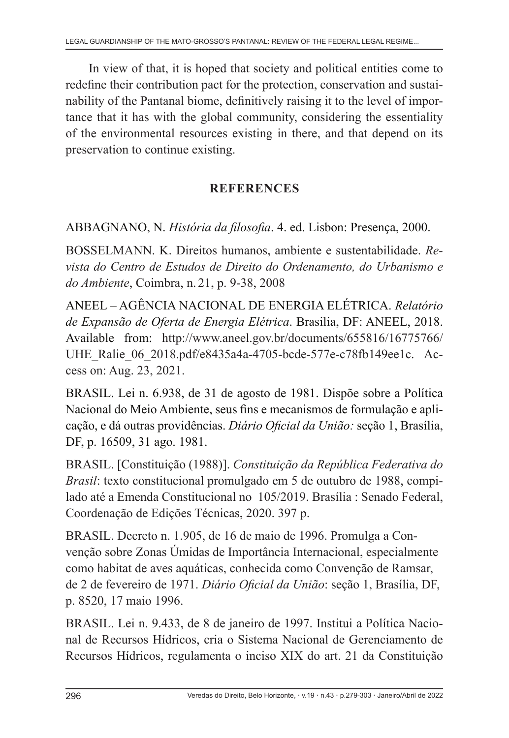In view of that, it is hoped that society and political entities come to redefine their contribution pact for the protection, conservation and sustainability of the Pantanal biome, definitively raising it to the level of importance that it has with the global community, considering the essentiality of the environmental resources existing in there, and that depend on its preservation to continue existing.

## REFERENCES

ABBAGNANO, N. *História da filosofia*. 4. ed. Lisbon: Presença, 2000.

BOSSELMANN. K. Direitos humanos, ambiente e sustentabilidade. *Revista do Centro de Estudos de Direito do Ordenamento, do Urbanismo e do Ambiente*, Coimbra, n. 21, p. 9-38, 2008

ANEEL – AGÊNCIA NACIONAL DE ENERGIA ELÉTRICA. *Relatório de Expansão de Oferta de Energia Elétrica*. Brasilia, DF: ANEEL, 2018. Available from: http://www.aneel.gov.br/documents/655816/16775766/UHE_Ralie_06_2018.pdf/e8435a4a-4705-bcde-577e-c78fb149ee1c. Access on: Aug. 23, 2021.

BRASIL. Lei n. 6.938, de 31 de agosto de 1981. Dispõe sobre a Política Nacional do Meio Ambiente, seus fins e mecanismos de formulação e aplicação, e dá outras providências. *Diário Oficial da União:* seção 1, Brasília, DF, p. 16509, 31 ago. 1981.

BRASIL. [Constituição (1988)]. *Constituição da República Federativa do Brasil*: texto constitucional promulgado em 5 de outubro de 1988, compilado até a Emenda Constitucional no 105/2019. Brasília : Senado Federal, Coordenação de Edições Técnicas, 2020. 397 p.

BRASIL. Decreto n. 1.905, de 16 de maio de 1996. Promulga a Convenção sobre Zonas Úmidas de Importância Internacional, especialmente como habitat de aves aquáticas, conhecida como Convenção de Ramsar, de 2 de fevereiro de 1971. *Diário Oficial da União*: seção 1, Brasília, DF, p. 8520, 17 maio 1996.

BRASIL. Lei n. 9.433, de 8 de janeiro de 1997. Institui a Política Nacional de Recursos Hídricos, cria o Sistema Nacional de Gerenciamento de Recursos Hídricos, regulamenta o inciso XIX do art. 21 da Constituição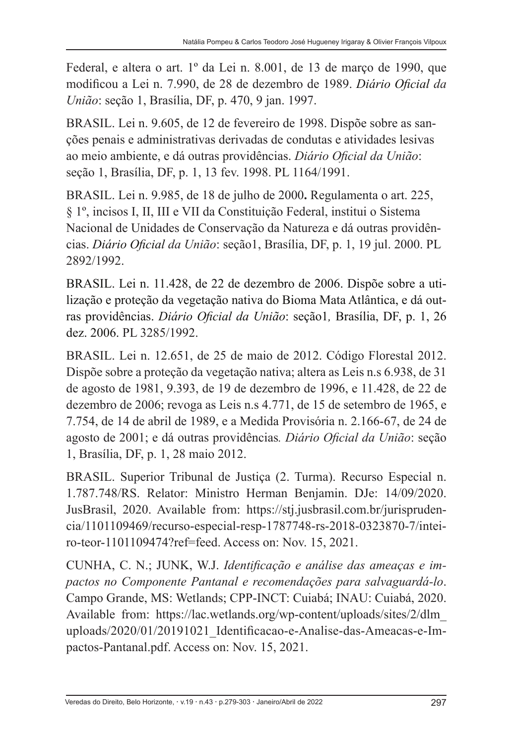Federal, e altera o art. 1º da Lei n. 8.001, de 13 de março de 1990, que modificou a Lei n. 7.990, de 28 de dezembro de 1989. *Diário Oficial da União*: seção 1, Brasília, DF, p. 470, 9 jan. 1997.

BRASIL. Lei n. 9.605, de 12 de fevereiro de 1998. Dispõe sobre as sanções penais e administrativas derivadas de condutas e atividades lesivas ao meio ambiente, e dá outras providências. *Diário Oficial da União*: seção 1, Brasília, DF, p. 1, 13 fev. 1998. PL 1164/1991.

BRASIL. Lei n. 9.985, de 18 de julho de 2000**.** Regulamenta o art. 225, § 1º, incisos I, II, III e VII da Constituição Federal, institui o Sistema Nacional de Unidades de Conservação da Natureza e dá outras providências. *Diário Oficial da União*: seção1, Brasília, DF, p. 1, 19 jul. 2000. PL 2892/1992.

BRASIL. Lei n. 11.428, de 22 de dezembro de 2006. Dispõe sobre a utilização e proteção da vegetação nativa do Bioma Mata Atlântica, e dá outras providências. *Diário Oficial da União*: seção1*,* Brasília, DF, p. 1, 26 dez. 2006. PL 3285/1992.

BRASIL. Lei n. 12.651, de 25 de maio de 2012. Código Florestal 2012. Dispõe sobre a proteção da vegetação nativa; altera as Leis n.s 6.938, de 31 de agosto de 1981, 9.393, de 19 de dezembro de 1996, e 11.428, de 22 de dezembro de 2006; revoga as Leis n.s 4.771, de 15 de setembro de 1965, e 7.754, de 14 de abril de 1989, e a Medida Provisória n. 2.166-67, de 24 de agosto de 2001; e dá outras providências*. Diário Oficial da União*: seção 1, Brasília, DF, p. 1, 28 maio 2012.

BRASIL. Superior Tribunal de Justiça (2. Turma). Recurso Especial n. 1.787.748/RS. Relator: Ministro Herman Benjamin. DJe: 14/09/2020. JusBrasil, 2020. Available from: https://stj.jusbrasil.com.br/jurisprudencia/1101109469/recurso-especial-resp-1787748-rs-2018-0323870-7/inteiro-teor-1101109474?ref=feed. Access on: Nov. 15, 2021.

CUNHA, C. N.; JUNK, W.J. *Identificação e análise das ameaças e impactos no Componente Pantanal e recomendações para salvaguardá-lo*. Campo Grande, MS: Wetlands; CPP-INCT: Cuiabá; INAU: Cuiabá, 2020. Available from: https://lac.wetlands.org/wp-content/uploads/sites/2/dlm_uploads/2020/01/20191021_Identificacao-e-Analise-das-Ameacas-e-Impactos-Pantanal.pdf. Access on: Nov. 15, 2021.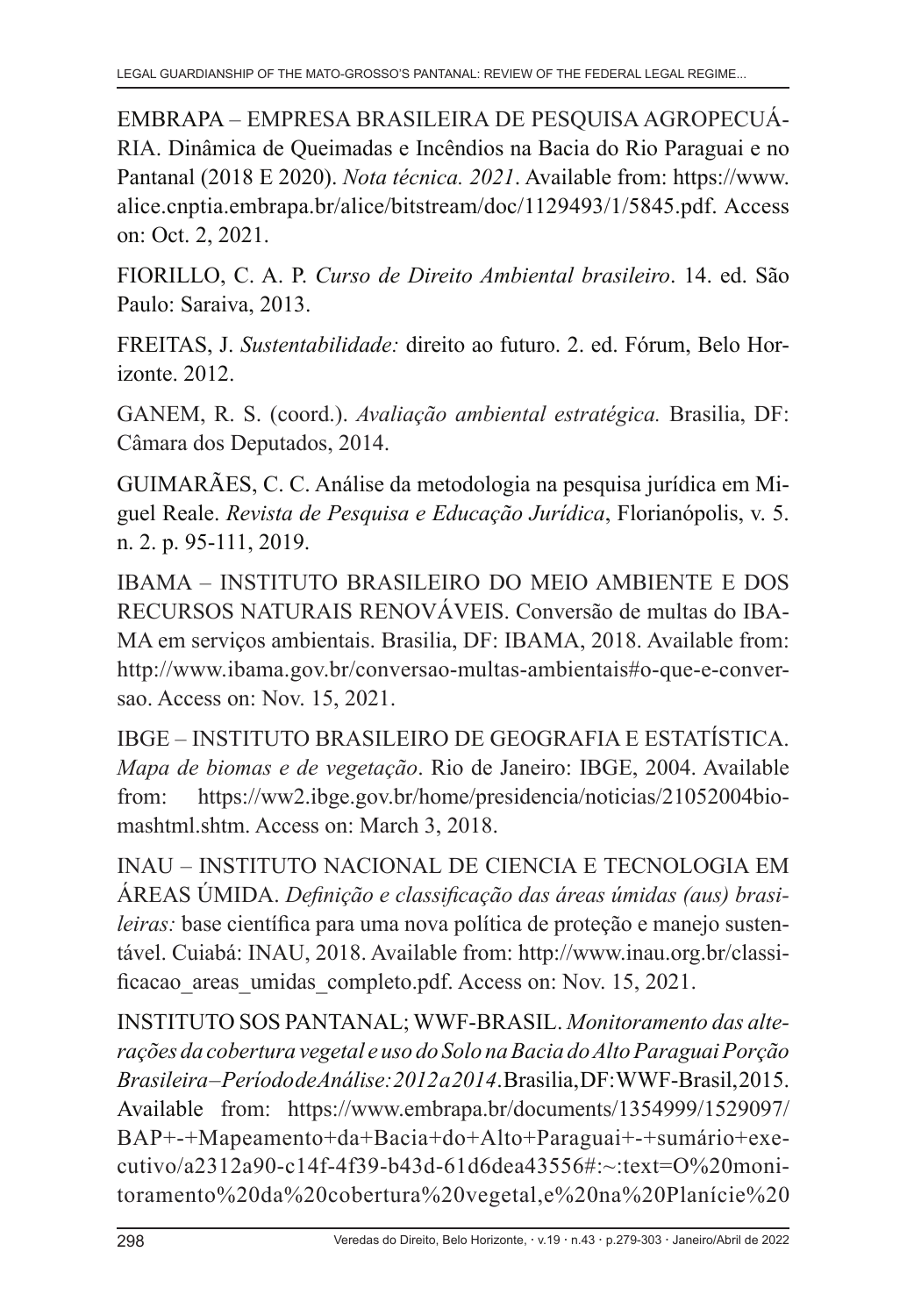EMBRAPA – EMPRESA BRASILEIRA DE PESQUISA AGROPECUÁRIA. Dinâmica de Queimadas e Incêndios na Bacia do Rio Paraguai e no Pantanal (2018 E 2020). *Nota técnica. 2021*. Available from: https://www.alice.cnptia.embrapa.br/alice/bitstream/doc/1129493/1/5845.pdf. Access on: Oct. 2, 2021.

FIORILLO, C. A. P. *Curso de Direito Ambiental brasileiro*. 14. ed. São Paulo: Saraiva, 2013.

FREITAS, J. *Sustentabilidade:* direito ao futuro. 2. ed. Fórum, Belo Horizonte. 2012.

GANEM, R. S. (coord.). *Avaliação ambiental estratégica.* Brasilia, DF: Câmara dos Deputados, 2014.

GUIMARÃES, C. C. Análise da metodologia na pesquisa jurídica em Miguel Reale. *Revista de Pesquisa e Educação Jurídica*, Florianópolis, v. 5. n. 2. p. 95-111, 2019.

IBAMA – INSTITUTO BRASILEIRO DO MEIO AMBIENTE E DOS RECURSOS NATURAIS RENOVÁVEIS. Conversão de multas do IBAMA em serviços ambientais. Brasilia, DF: IBAMA, 2018. Available from: http://www.ibama.gov.br/conversao-multas-ambientais#o-que-e-conversao. Access on: Nov. 15, 2021.

IBGE – INSTITUTO BRASILEIRO DE GEOGRAFIA E ESTATÍSTICA. *Mapa de biomas e de vegetação*. Rio de Janeiro: IBGE, 2004. Available from: https://ww2.ibge.gov.br/home/presidencia/noticias/21052004biomashtml.shtm. Access on: March 3, 2018.

INAU – INSTITUTO NACIONAL DE CIENCIA E TECNOLOGIA EM ÁREAS ÚMIDA. *Definição e classificação das áreas úmidas (aus) brasileiras:* base científica para uma nova política de proteção e manejo sustentável. Cuiabá: INAU, 2018. Available from: http://www.inau.org.br/classificacao_areas_umidas_completo.pdf. Access on: Nov. 15, 2021.

INSTITUTO SOS PANTANAL; WWF-BRASIL. *Monitoramento das alterações da cobertura vegetal e uso do Solo na Bacia do Alto Paraguai Porção Brasileira – Período de Análise: 2012 a 2014*. Brasilia, DF: WWF-Brasil, 2015. Available from: https://www.embrapa.br/documents/1354999/1529097/BAP+-+Mapeamento+da+Bacia+do+Alto+Paraguai+-+sumário+executivo/a2312a90-c14f-4f39-b43d-61d6dea43556#:~:text=O%20monitoramento%20da%20cobertura%20vegetal,e%20na%20Planície%20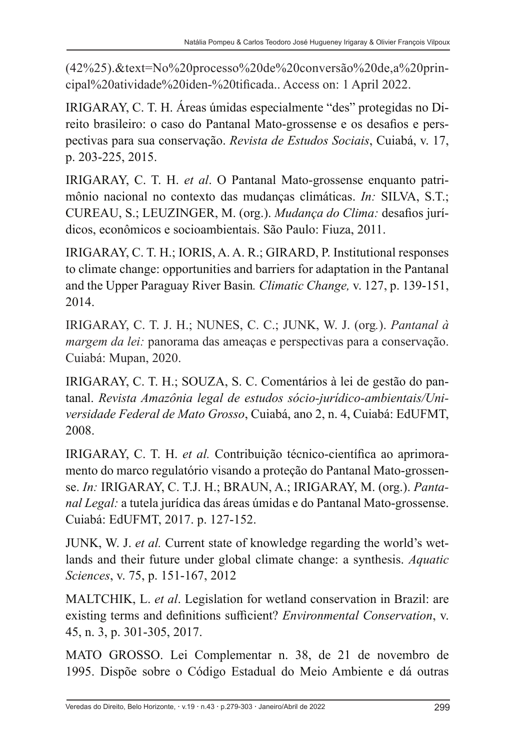(42%25).&text=No%20processo%20de%20conversão%20de,a%20principal%20atividade%20iden-%20tificada.. Access on: 1 April 2022.

IRIGARAY, C. T. H. Áreas úmidas especialmente "des" protegidas no Direito brasileiro: o caso do Pantanal Mato-grossense e os desafios e perspectivas para sua conservação. *Revista de Estudos Sociais*, Cuiabá, v. 17, p. 203-225, 2015.

IRIGARAY, C. T. H. *et al*. O Pantanal Mato-grossense enquanto patrimônio nacional no contexto das mudanças climáticas. *In:* SILVA, S.T.; CUREAU, S.; LEUZINGER, M. (org.). *Mudança do Clima:* desafios jurídicos, econômicos e socioambientais. São Paulo: Fiuza, 2011.

IRIGARAY, C. T. H.; IORIS, A. A. R.; GIRARD, P. Institutional responses to climate change: opportunities and barriers for adaptation in the Pantanal and the Upper Paraguay River Basin*. Climatic Change,* v. 127, p. 139-151, 2014.

IRIGARAY, C. T. J. H.; NUNES, C. C.; JUNK, W. J. (org.). *Pantanal à margem da lei:* panorama das ameaças e perspectivas para a conservação. Cuiabá: Mupan, 2020.

IRIGARAY, C. T. H.; SOUZA, S. C. Comentários à lei de gestão do pantanal. *Revista Amazônia legal de estudos sócio-jurídico-ambientais/Universidade Federal de Mato Grosso*, Cuiabá, ano 2, n. 4, Cuiabá: EdUFMT, 2008.

IRIGARAY, C. T. H. *et al.* Contribuição técnico-científica ao aprimoramento do marco regulatório visando a proteção do Pantanal Mato-grossense. *In:* IRIGARAY, C. T.J. H.; BRAUN, A.; IRIGARAY, M. (org.). *Pantanal Legal:* a tutela jurídica das áreas úmidas e do Pantanal Mato-grossense. Cuiabá: EdUFMT, 2017. p. 127-152.

JUNK, W. J. *et al.* Current state of knowledge regarding the world's wetlands and their future under global climate change: a synthesis. *Aquatic Sciences*, v. 75, p. 151-167, 2012

MALTCHIK, L. *et al*. Legislation for wetland conservation in Brazil: are existing terms and definitions sufficient? *Environmental Conservation*, v. 45, n. 3, p. 301-305, 2017.

MATO GROSSO. Lei Complementar n. 38, de 21 de novembro de 1995. Dispõe sobre o Código Estadual do Meio Ambiente e dá outras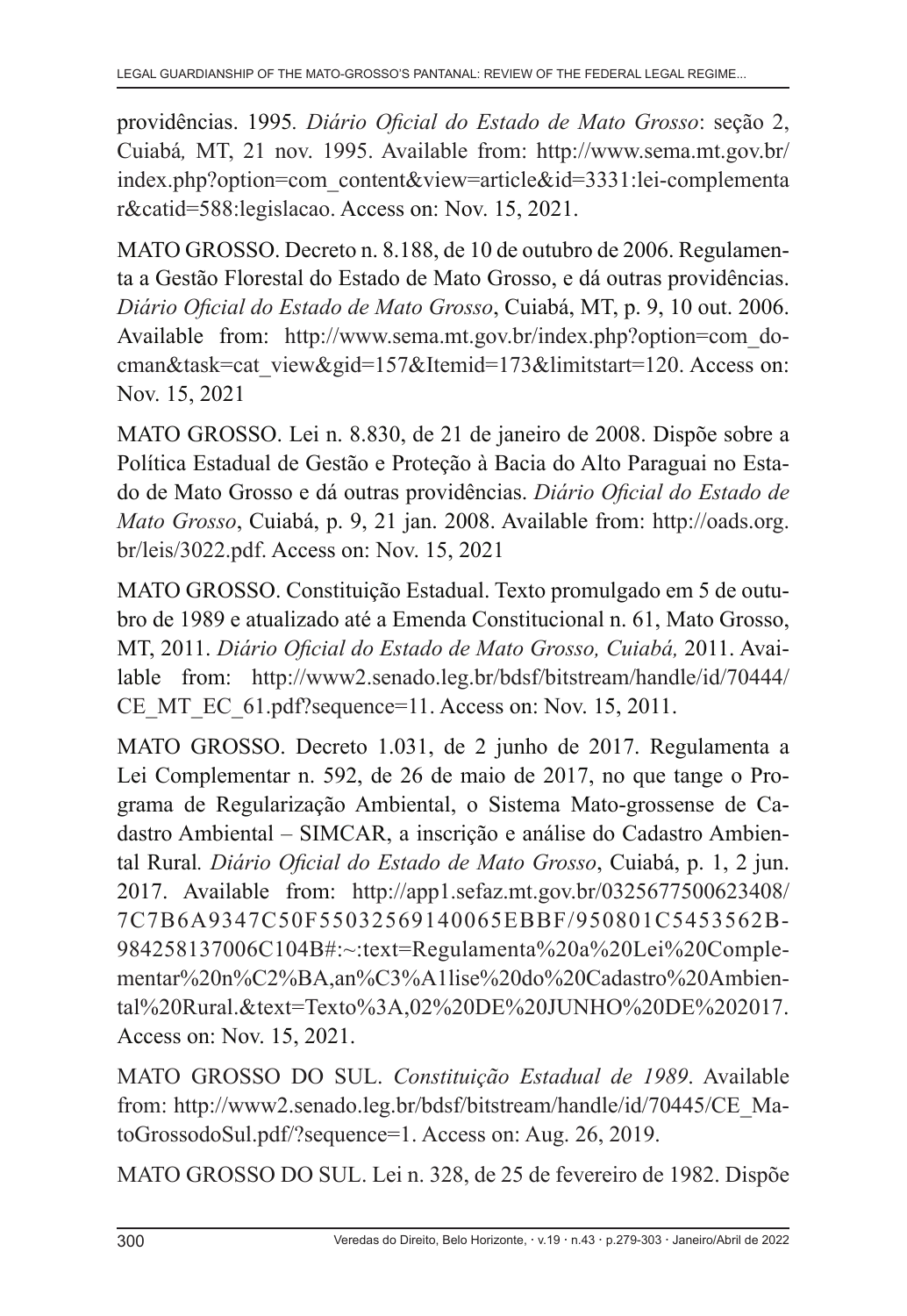providências. 1995. *Diário Oficial do Estado de Mato Grosso*: seção 2, Cuiabá, MT, 21 nov. 1995. Available from: http://www.sema.mt.gov.br/index.php?option=com_content&view=article&id=3331:lei-complementar&catid=588:legislacao. Access on: Nov. 15, 2021.

MATO GROSSO. Decreto n. 8.188, de 10 de outubro de 2006. Regulamenta a Gestão Florestal do Estado de Mato Grosso, e dá outras providências. *Diário Oficial do Estado de Mato Grosso*, Cuiabá, MT, p. 9, 10 out. 2006. Available from: http://www.sema.mt.gov.br/index.php?option=com_docman&task=cat_view&gid=157&Itemid=173&limitstart=120. Access on: Nov. 15, 2021

MATO GROSSO. Lei n. 8.830, de 21 de janeiro de 2008. Dispõe sobre a Política Estadual de Gestão e Proteção à Bacia do Alto Paraguai no Estado de Mato Grosso e dá outras providências. *Diário Oficial do Estado de Mato Grosso*, Cuiabá, p. 9, 21 jan. 2008. Available from: http://oads.org.br/leis/3022.pdf. Access on: Nov. 15, 2021

MATO GROSSO. Constituição Estadual. Texto promulgado em 5 de outubro de 1989 e atualizado até a Emenda Constitucional n. 61, Mato Grosso, MT, 2011. *Diário Oficial do Estado de Mato Grosso, Cuiabá,* 2011. Available from: http://www2.senado.leg.br/bdsf/bitstream/handle/id/70444/CE_MT_EC_61.pdf?sequence=11. Access on: Nov. 15, 2011.

MATO GROSSO. Decreto 1.031, de 2 junho de 2017. Regulamenta a Lei Complementar n. 592, de 26 de maio de 2017, no que tange o Programa de Regularização Ambiental, o Sistema Mato-grossense de Cadastro Ambiental – SIMCAR, a inscrição e análise do Cadastro Ambiental Rural. *Diário Oficial do Estado de Mato Grosso*, Cuiabá, p. 1, 2 jun. 2017. Available from: http://app1.sefaz.mt.gov.br/0325677500623408/7C7B6A9347C50F55032569140065EBBF/950801C5453562B984258137006C104B#:~:text=Regulamenta%20a%20Lei%20Complementar%20n%C2%BA,an%C3%A1lise%20do%20Cadastro%20Ambiental%20Rural.&text=Texto%3A,02%20DE%20JUNHO%20DE%202017. Access on: Nov. 15, 2021.

MATO GROSSO DO SUL. *Constituição Estadual de 1989*. Available from: http://www2.senado.leg.br/bdsf/bitstream/handle/id/70445/CE_MatoGrossodoSul.pdf/?sequence=1. Access on: Aug. 26, 2019.

MATO GROSSO DO SUL. Lei n. 328, de 25 de fevereiro de 1982. Dispõe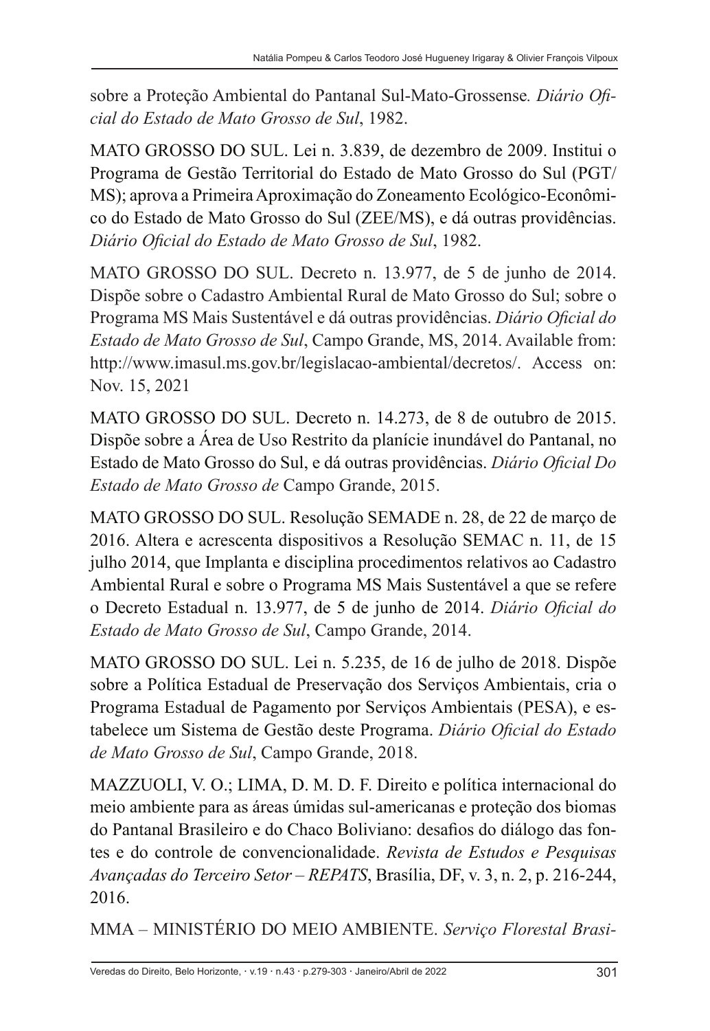sobre a Proteção Ambiental do Pantanal Sul-Mato-Grossense. *Diário Oficial do Estado de Mato Grosso de Sul*, 1982.

MATO GROSSO DO SUL. Lei n. 3.839, de dezembro de 2009. Institui o Programa de Gestão Territorial do Estado de Mato Grosso do Sul (PGT/MS); aprova a Primeira Aproximação do Zoneamento Ecológico-Econômico do Estado de Mato Grosso do Sul (ZEE/MS), e dá outras providências. *Diário Oficial do Estado de Mato Grosso de Sul*, 1982.

MATO GROSSO DO SUL. Decreto n. 13.977, de 5 de junho de 2014. Dispõe sobre o Cadastro Ambiental Rural de Mato Grosso do Sul; sobre o Programa MS Mais Sustentável e dá outras providências. *Diário Oficial do Estado de Mato Grosso de Sul*, Campo Grande, MS, 2014. Available from: http://www.imasul.ms.gov.br/legislacao-ambiental/decretos/. Access on: Nov. 15, 2021

MATO GROSSO DO SUL. Decreto n. 14.273, de 8 de outubro de 2015. Dispõe sobre a Área de Uso Restrito da planície inundável do Pantanal, no Estado de Mato Grosso do Sul, e dá outras providências. *Diário Oficial Do Estado de Mato Grosso de* Campo Grande, 2015.

MATO GROSSO DO SUL. Resolução SEMADE n. 28, de 22 de março de 2016. Altera e acrescenta dispositivos a Resolução SEMAC n. 11, de 15 julho 2014, que Implanta e disciplina procedimentos relativos ao Cadastro Ambiental Rural e sobre o Programa MS Mais Sustentável a que se refere o Decreto Estadual n. 13.977, de 5 de junho de 2014. *Diário Oficial do Estado de Mato Grosso de Sul*, Campo Grande, 2014.

MATO GROSSO DO SUL. Lei n. 5.235, de 16 de julho de 2018. Dispõe sobre a Política Estadual de Preservação dos Serviços Ambientais, cria o Programa Estadual de Pagamento por Serviços Ambientais (PESA), e estabelece um Sistema de Gestão deste Programa. *Diário Oficial do Estado de Mato Grosso de Sul*, Campo Grande, 2018.

MAZZUOLI, V. O.; LIMA, D. M. D. F. Direito e política internacional do meio ambiente para as áreas úmidas sul-americanas e proteção dos biomas do Pantanal Brasileiro e do Chaco Boliviano: desafios do diálogo das fontes e do controle de convencionalidade. *Revista de Estudos e Pesquisas Avançadas do Terceiro Setor – REPATS*, Brasília, DF, v. 3, n. 2, p. 216-244, 2016.

MMA – MINISTÉRIO DO MEIO AMBIENTE. *Serviço Florestal Brasi-*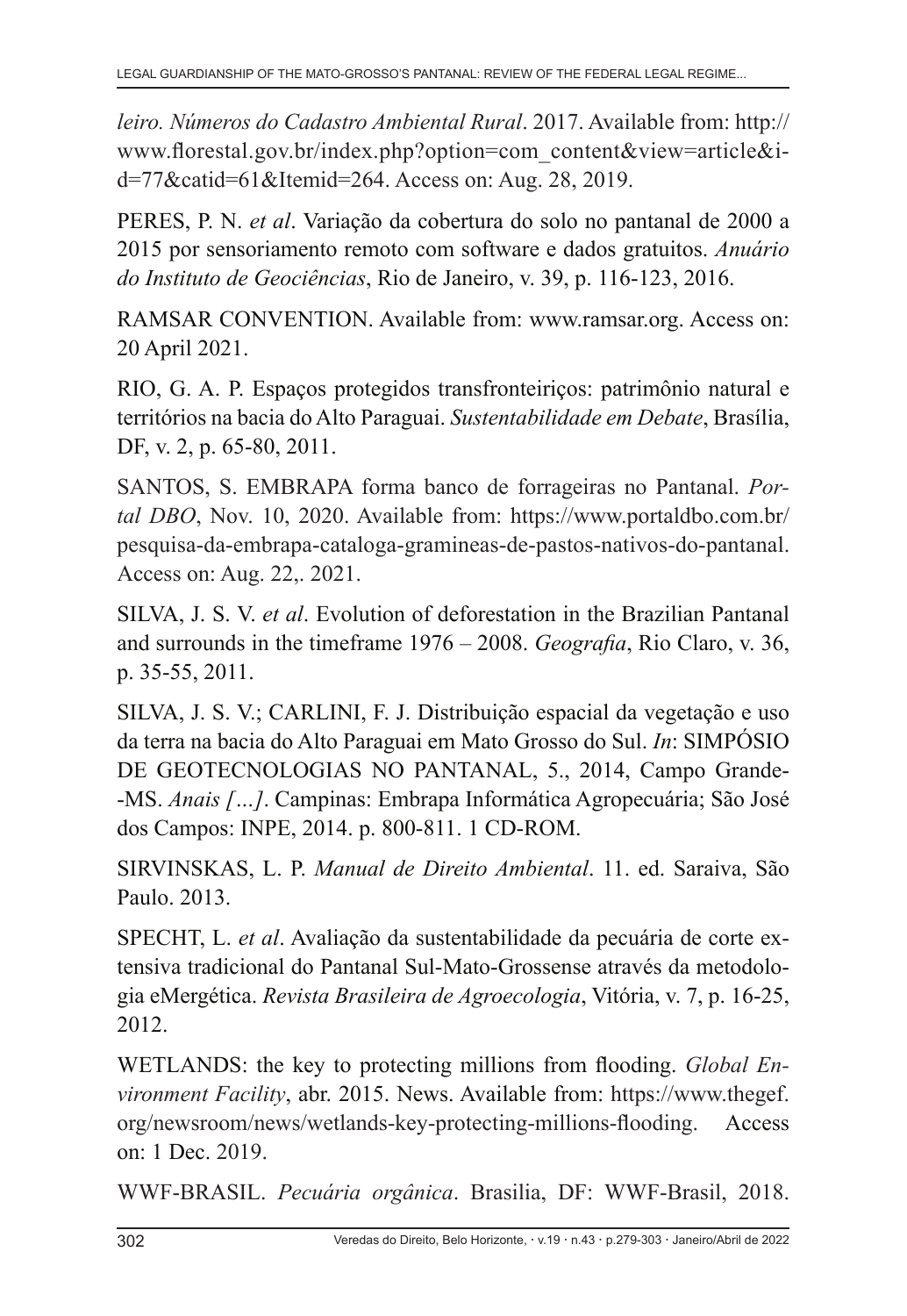*leiro. Números do Cadastro Ambiental Rural*. 2017. Available from: http://www.florestal.gov.br/index.php?option=com_content&view=article&id=77&catid=61&Itemid=264. Access on: Aug. 28, 2019.

PERES, P. N. *et al*. Variação da cobertura do solo no pantanal de 2000 a 2015 por sensoriamento remoto com software e dados gratuitos. *Anuário do Instituto de Geociências*, Rio de Janeiro, v. 39, p. 116-123, 2016.

RAMSAR CONVENTION. Available from: www.ramsar.org. Access on: 20 April 2021.

RIO, G. A. P. Espaços protegidos transfronteiriços: patrimônio natural e territórios na bacia do Alto Paraguai. *Sustentabilidade em Debate*, Brasília, DF, v. 2, p. 65-80, 2011.

SANTOS, S. EMBRAPA forma banco de forrageiras no Pantanal. *Portal DBO*, Nov. 10, 2020. Available from: https://www.portaldbo.com.br/pesquisa-da-embrapa-cataloga-gramineas-de-pastos-nativos-do-pantanal. Access on: Aug. 22,. 2021.

SILVA, J. S. V. *et al*. Evolution of deforestation in the Brazilian Pantanal and surrounds in the timeframe 1976 – 2008. *Geografia*, Rio Claro, v. 36, p. 35-55, 2011.

SILVA, J. S. V.; CARLINI, F. J. Distribuição espacial da vegetação e uso da terra na bacia do Alto Paraguai em Mato Grosso do Sul. *In*: SIMPÓSIO DE GEOTECNOLOGIAS NO PANTANAL, 5., 2014, Campo Grande-MS. *Anais […]*. Campinas: Embrapa Informática Agropecuária; São José dos Campos: INPE, 2014. p. 800-811. 1 CD-ROM.

SIRVINSKAS, L. P. *Manual de Direito Ambiental*. 11. ed. Saraiva, São Paulo. 2013.

SPECHT, L. *et al*. Avaliação da sustentabilidade da pecuária de corte extensiva tradicional do Pantanal Sul-Mato-Grossense através da metodologia eMergética. *Revista Brasileira de Agroecologia*, Vitória, v. 7, p. 16-25, 2012.

WETLANDS: the key to protecting millions from flooding. *Global Environment Facility*, abr. 2015. News. Available from: https://www.thegef.org/newsroom/news/wetlands-key-protecting-millions-flooding. Access on: 1 Dec. 2019.

WWF-BRASIL. *Pecuária orgânica*. Brasilia, DF: WWF-Brasil, 2018.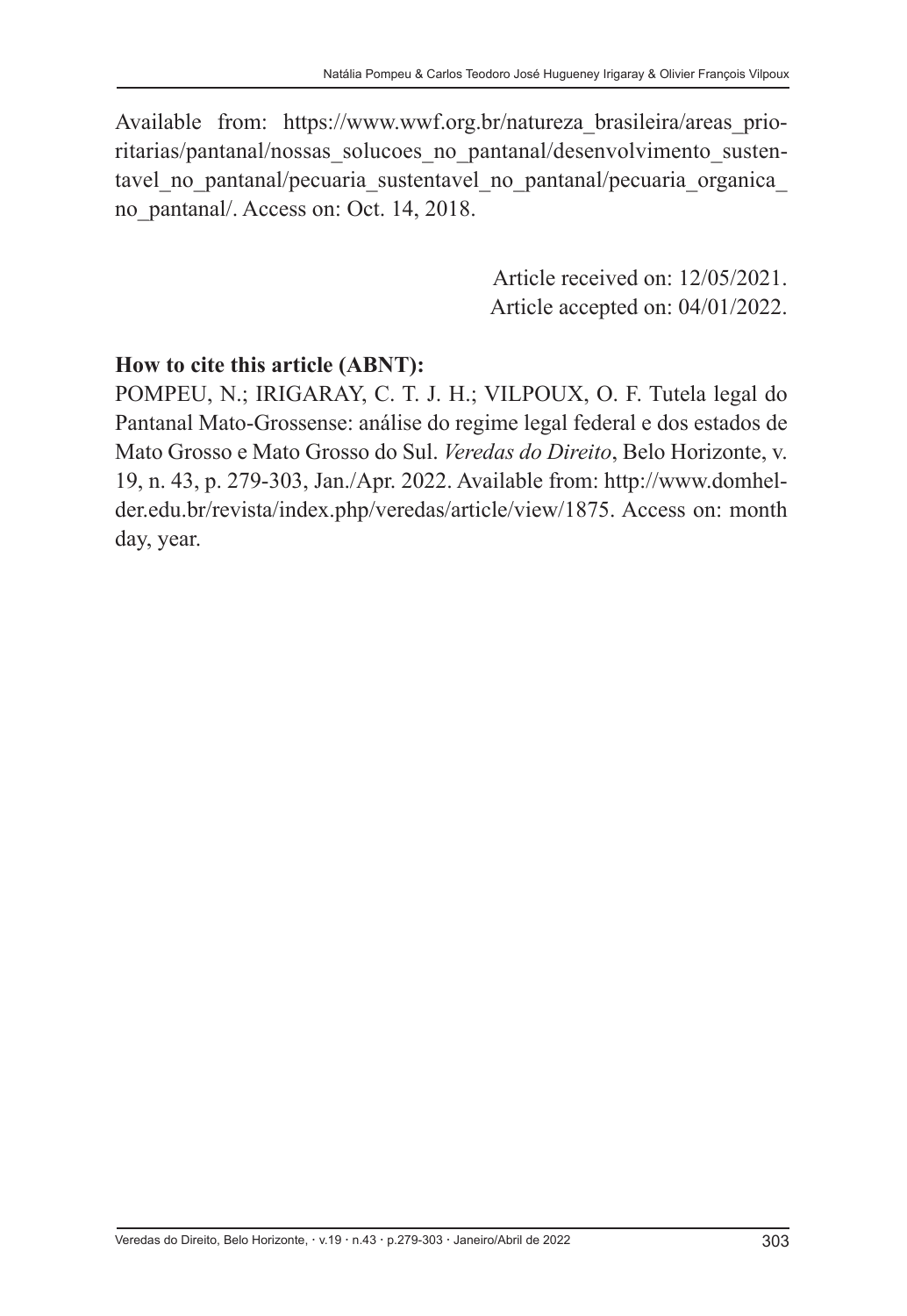Available from: https://www.wwf.org.br/natureza_brasileira/areas_prioritarias/pantanal/nossas_solucoes_no_pantanal/desenvolvimento_sustentavel_no_pantanal/pecuaria_sustentavel_no_pantanal/pecuaria_organica_no_pantanal/. Access on: Oct. 14, 2018.

Article received on: 12/05/2021.
Article accepted on: 04/01/2022.

**How to cite this article (ABNT):**

POMPEU, N.; IRIGARAY, C. T. J. H.; VILPOUX, O. F. Tutela legal do Pantanal Mato-Grossense: análise do regime legal federal e dos estados de Mato Grosso e Mato Grosso do Sul. *Veredas do Direito*, Belo Horizonte, v. 19, n. 43, p. 279-303, Jan./Apr. 2022. Available from: http://www.domhelder.edu.br/revista/index.php/veredas/article/view/1875. Access on: month day, year.